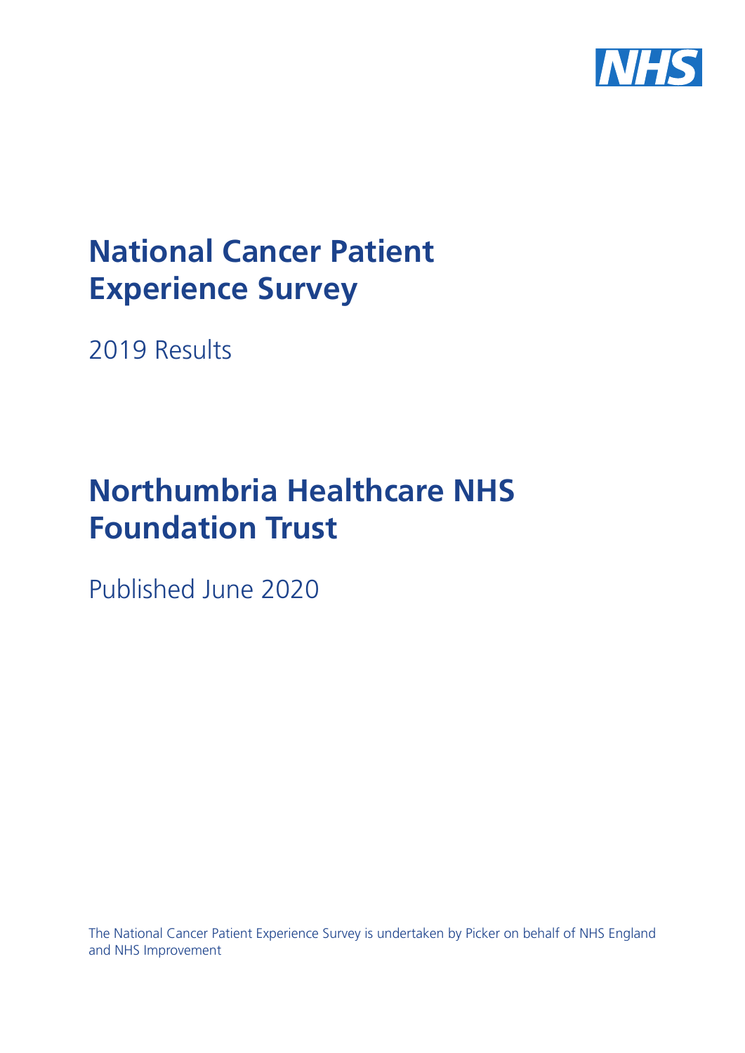NHS

# National Cancer Patient Experience Survey

2019 Results

# Northumbria Healthcare NHS Foundation Trust

Published June 2020

The National Cancer Patient Experience Survey is undertaken by Picker on behalf of NHS England and NHS Improvement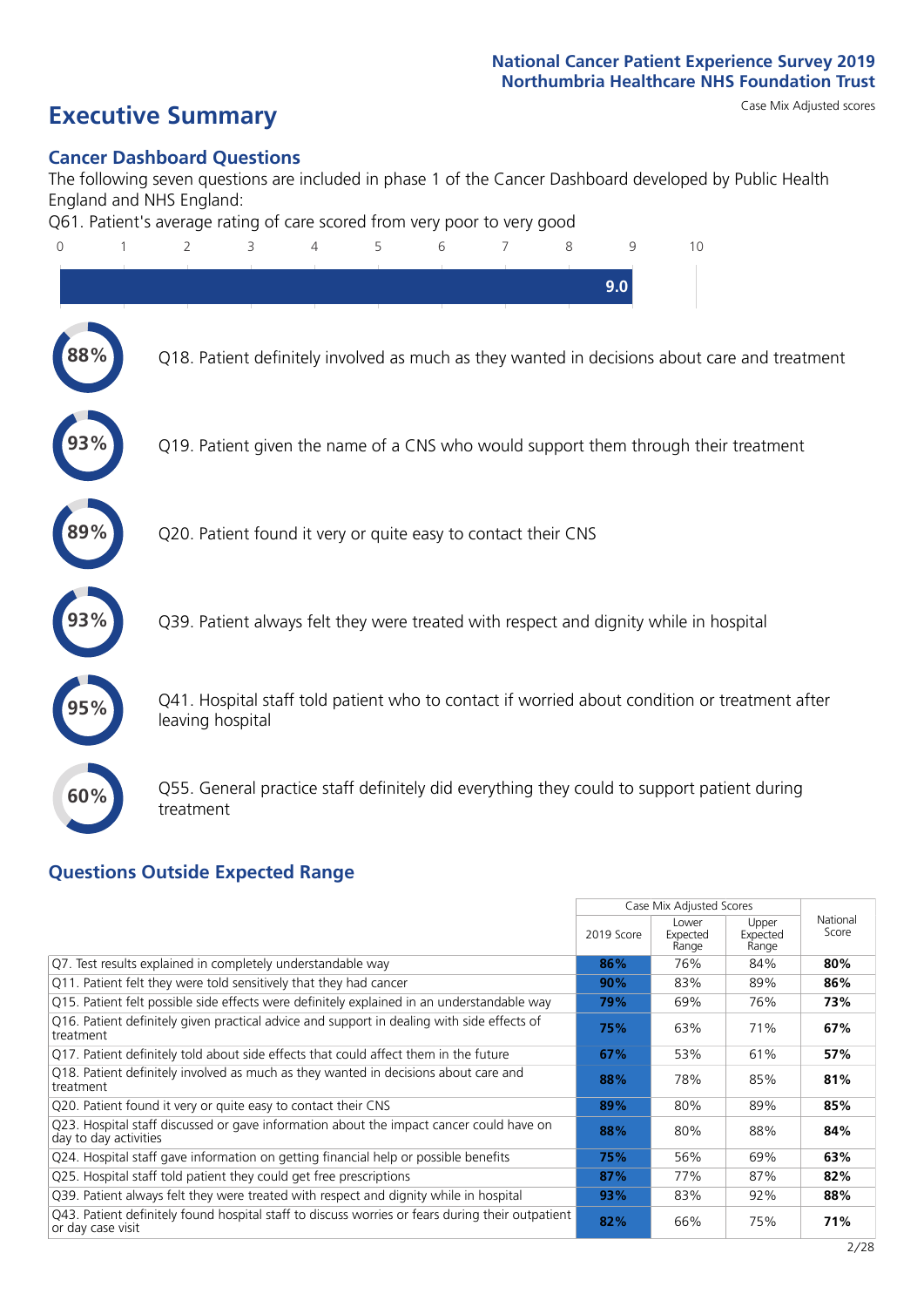# Executive Summary

Case Mix Adjusted scores

## Cancer Dashboard Questions

The following seven questions are included in phase 1 of the Cancer Dashboard developed by Public Health England and NHS England:

Q61. Patient's average rating of care scored from very poor to very good

9.0

88% Q18. Patient definitely involved as much as they wanted in decisions about care and treatment

93% Q19. Patient given the name of a CNS who would support them through their treatment

89% Q20. Patient found it very or quite easy to contact their CNS

93% Q39. Patient always felt they were treated with respect and dignity while in hospital

95% Q41. Hospital staff told patient who to contact if worried about condition or treatment after leaving hospital

60% Q55. General practice staff definitely did everything they could to support patient during treatment

## Questions Outside Expected Range

| | Case Mix Adjusted Scores | | | National Score |
|---|---|---|---|---|
| | 2019 Score | Lower Expected Range | Upper Expected Range | |
| Q7. Test results explained in completely understandable way | 86% | 76% | 84% | 80% |
| Q11. Patient felt they were told sensitively that they had cancer | 90% | 83% | 89% | 86% |
| Q15. Patient felt possible side effects were definitely explained in an understandable way | 79% | 69% | 76% | 73% |
| Q16. Patient definitely given practical advice and support in dealing with side effects of treatment | 75% | 63% | 71% | 67% |
| Q17. Patient definitely told about side effects that could affect them in the future | 67% | 53% | 61% | 57% |
| Q18. Patient definitely involved as much as they wanted in decisions about care and treatment | 88% | 78% | 85% | 81% |
| Q20. Patient found it very or quite easy to contact their CNS | 89% | 80% | 89% | 85% |
| Q23. Hospital staff discussed or gave information about the impact cancer could have on day to day activities | 88% | 80% | 88% | 84% |
| Q24. Hospital staff gave information on getting financial help or possible benefits | 75% | 56% | 69% | 63% |
| Q25. Hospital staff told patient they could get free prescriptions | 87% | 77% | 87% | 82% |
| Q39. Patient always felt they were treated with respect and dignity while in hospital | 93% | 83% | 92% | 88% |
| Q43. Patient definitely found hospital staff to discuss worries or fears during their outpatient or day case visit | 82% | 66% | 75% | 71% |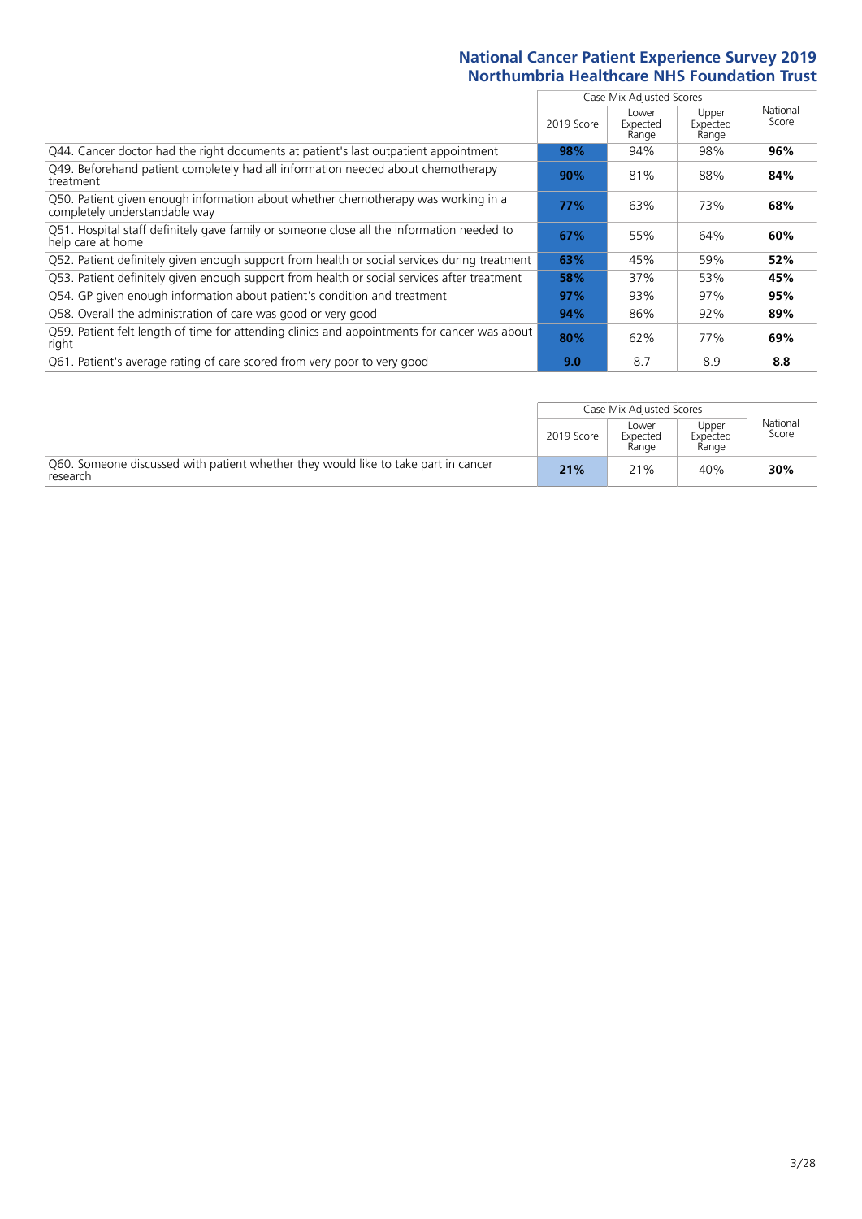# National Cancer Patient Experience Survey 2019
## Northumbria Healthcare NHS Foundation Trust

| | Case Mix Adjusted Scores | | | National Score |
|---|---|---|---|---|
| | 2019 Score | Lower Expected Range | Upper Expected Range | |
| Q44. Cancer doctor had the right documents at patient's last outpatient appointment | **98%** | 94% | 98% | **96%** |
| Q49. Beforehand patient completely had all information needed about chemotherapy treatment | **90%** | 81% | 88% | **84%** |
| Q50. Patient given enough information about whether chemotherapy was working in a completely understandable way | **77%** | 63% | 73% | **68%** |
| Q51. Hospital staff definitely gave family or someone close all the information needed to help care at home | **67%** | 55% | 64% | **60%** |
| Q52. Patient definitely given enough support from health or social services during treatment | **63%** | 45% | 59% | **52%** |
| Q53. Patient definitely given enough support from health or social services after treatment | **58%** | 37% | 53% | **45%** |
| Q54. GP given enough information about patient's condition and treatment | **97%** | 93% | 97% | **95%** |
| Q58. Overall the administration of care was good or very good | **94%** | 86% | 92% | **89%** |
| Q59. Patient felt length of time for attending clinics and appointments for cancer was about right | **80%** | 62% | 77% | **69%** |
| Q61. Patient's average rating of care scored from very poor to very good | **9.0** | 8.7 | 8.9 | **8.8** |

| | Case Mix Adjusted Scores | | | National Score |
|---|---|---|---|---|
| | 2019 Score | Lower Expected Range | Upper Expected Range | |
| Q60. Someone discussed with patient whether they would like to take part in cancer research | **21%** | 21% | 40% | **30%** |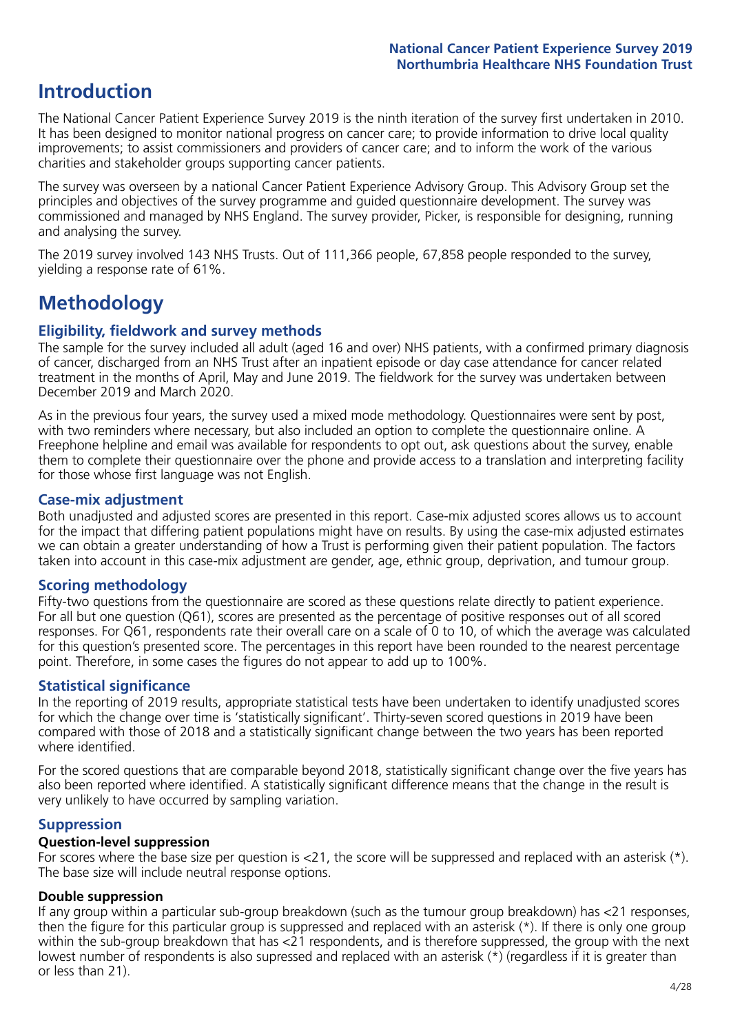# Introduction

The National Cancer Patient Experience Survey 2019 is the ninth iteration of the survey first undertaken in 2010. It has been designed to monitor national progress on cancer care; to provide information to drive local quality improvements; to assist commissioners and providers of cancer care; and to inform the work of the various charities and stakeholder groups supporting cancer patients.

The survey was overseen by a national Cancer Patient Experience Advisory Group. This Advisory Group set the principles and objectives of the survey programme and guided questionnaire development. The survey was commissioned and managed by NHS England. The survey provider, Picker, is responsible for designing, running and analysing the survey.

The 2019 survey involved 143 NHS Trusts. Out of 111,366 people, 67,858 people responded to the survey, yielding a response rate of 61%.

# Methodology

## Eligibility, fieldwork and survey methods

The sample for the survey included all adult (aged 16 and over) NHS patients, with a confirmed primary diagnosis of cancer, discharged from an NHS Trust after an inpatient episode or day case attendance for cancer related treatment in the months of April, May and June 2019. The fieldwork for the survey was undertaken between December 2019 and March 2020.

As in the previous four years, the survey used a mixed mode methodology. Questionnaires were sent by post, with two reminders where necessary, but also included an option to complete the questionnaire online. A Freephone helpline and email was available for respondents to opt out, ask questions about the survey, enable them to complete their questionnaire over the phone and provide access to a translation and interpreting facility for those whose first language was not English.

## Case-mix adjustment

Both unadjusted and adjusted scores are presented in this report. Case-mix adjusted scores allows us to account for the impact that differing patient populations might have on results. By using the case-mix adjusted estimates we can obtain a greater understanding of how a Trust is performing given their patient population. The factors taken into account in this case-mix adjustment are gender, age, ethnic group, deprivation, and tumour group.

## Scoring methodology

Fifty-two questions from the questionnaire are scored as these questions relate directly to patient experience. For all but one question (Q61), scores are presented as the percentage of positive responses out of all scored responses. For Q61, respondents rate their overall care on a scale of 0 to 10, of which the average was calculated for this question's presented score. The percentages in this report have been rounded to the nearest percentage point. Therefore, in some cases the figures do not appear to add up to 100%.

## Statistical significance

In the reporting of 2019 results, appropriate statistical tests have been undertaken to identify unadjusted scores for which the change over time is 'statistically significant'. Thirty-seven scored questions in 2019 have been compared with those of 2018 and a statistically significant change between the two years has been reported where identified.

For the scored questions that are comparable beyond 2018, statistically significant change over the five years has also been reported where identified. A statistically significant difference means that the change in the result is very unlikely to have occurred by sampling variation.

## Suppression

### Question-level suppression

For scores where the base size per question is <21, the score will be suppressed and replaced with an asterisk (*). The base size will include neutral response options.

### Double suppression

If any group within a particular sub-group breakdown (such as the tumour group breakdown) has <21 responses, then the figure for this particular group is suppressed and replaced with an asterisk (*). If there is only one group within the sub-group breakdown that has <21 respondents, and is therefore suppressed, the group with the next lowest number of respondents is also supressed and replaced with an asterisk (*) (regardless if it is greater than or less than 21).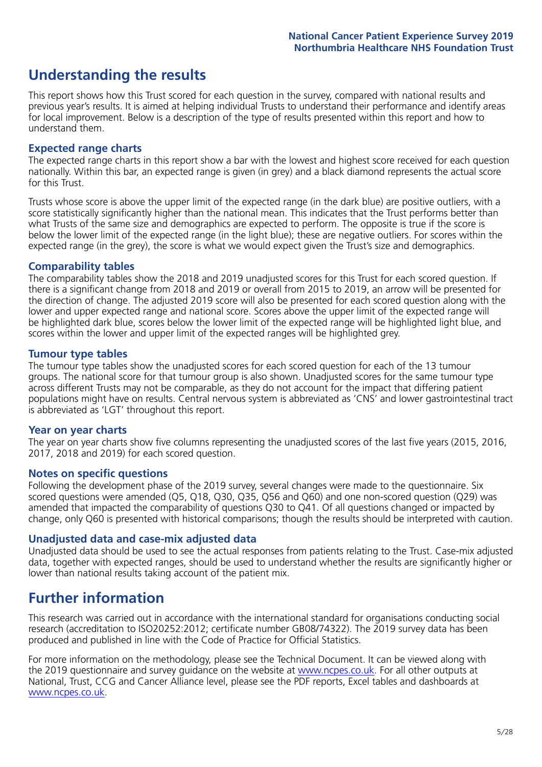# Understanding the results

This report shows how this Trust scored for each question in the survey, compared with national results and previous year's results. It is aimed at helping individual Trusts to understand their performance and identify areas for local improvement. Below is a description of the type of results presented within this report and how to understand them.

## Expected range charts

The expected range charts in this report show a bar with the lowest and highest score received for each question nationally. Within this bar, an expected range is given (in grey) and a black diamond represents the actual score for this Trust.

Trusts whose score is above the upper limit of the expected range (in the dark blue) are positive outliers, with a score statistically significantly higher than the national mean. This indicates that the Trust performs better than what Trusts of the same size and demographics are expected to perform. The opposite is true if the score is below the lower limit of the expected range (in the light blue); these are negative outliers. For scores within the expected range (in the grey), the score is what we would expect given the Trust's size and demographics.

## Comparability tables

The comparability tables show the 2018 and 2019 unadjusted scores for this Trust for each scored question. If there is a significant change from 2018 and 2019 or overall from 2015 to 2019, an arrow will be presented for the direction of change. The adjusted 2019 score will also be presented for each scored question along with the lower and upper expected range and national score. Scores above the upper limit of the expected range will be highlighted dark blue, scores below the lower limit of the expected range will be highlighted light blue, and scores within the lower and upper limit of the expected ranges will be highlighted grey.

## Tumour type tables

The tumour type tables show the unadjusted scores for each scored question for each of the 13 tumour groups. The national score for that tumour group is also shown. Unadjusted scores for the same tumour type across different Trusts may not be comparable, as they do not account for the impact that differing patient populations might have on results. Central nervous system is abbreviated as 'CNS' and lower gastrointestinal tract is abbreviated as 'LGT' throughout this report.

## Year on year charts

The year on year charts show five columns representing the unadjusted scores of the last five years (2015, 2016, 2017, 2018 and 2019) for each scored question.

## Notes on specific questions

Following the development phase of the 2019 survey, several changes were made to the questionnaire. Six scored questions were amended (Q5, Q18, Q30, Q35, Q56 and Q60) and one non-scored question (Q29) was amended that impacted the comparability of questions Q30 to Q41. Of all questions changed or impacted by change, only Q60 is presented with historical comparisons; though the results should be interpreted with caution.

## Unadjusted data and case-mix adjusted data

Unadjusted data should be used to see the actual responses from patients relating to the Trust. Case-mix adjusted data, together with expected ranges, should be used to understand whether the results are significantly higher or lower than national results taking account of the patient mix.

# Further information

This research was carried out in accordance with the international standard for organisations conducting social research (accreditation to ISO20252:2012; certificate number GB08/74322). The 2019 survey data has been produced and published in line with the Code of Practice for Official Statistics.

For more information on the methodology, please see the Technical Document. It can be viewed along with the 2019 questionnaire and survey guidance on the website at www.ncpes.co.uk. For all other outputs at National, Trust, CCG and Cancer Alliance level, please see the PDF reports, Excel tables and dashboards at www.ncpes.co.uk.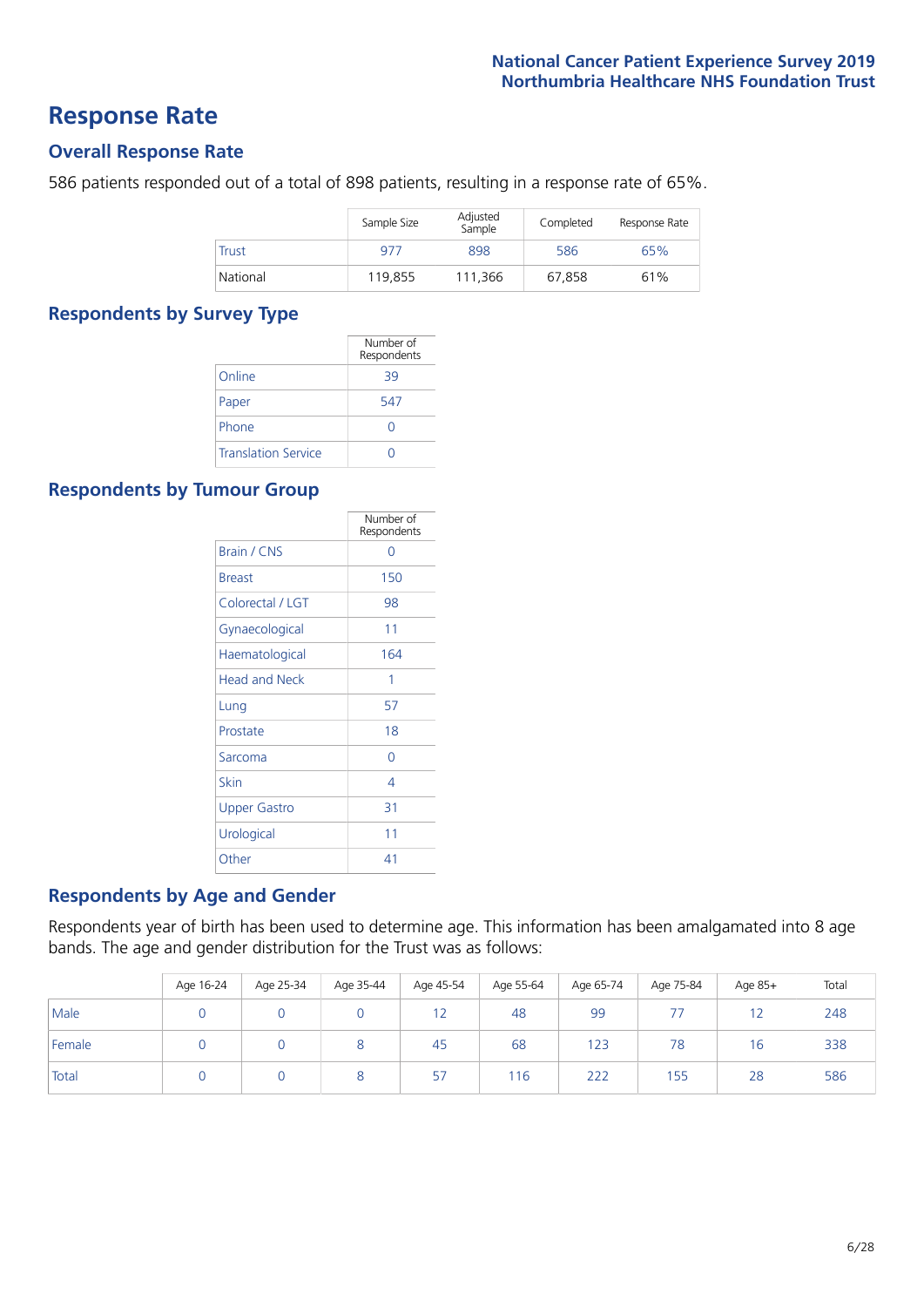# Response Rate

## Overall Response Rate

586 patients responded out of a total of 898 patients, resulting in a response rate of 65%.

| | Sample Size | Adjusted Sample | Completed | Response Rate |
|---|---|---|---|---|
| Trust | 977 | 898 | 586 | 65% |
| National | 119,855 | 111,366 | 67,858 | 61% |

## Respondents by Survey Type

| | Number of Respondents |
|---|---|
| Online | 39 |
| Paper | 547 |
| Phone | 0 |
| Translation Service | 0 |

## Respondents by Tumour Group

| | Number of Respondents |
|---|---|
| Brain / CNS | 0 |
| Breast | 150 |
| Colorectal / LGT | 98 |
| Gynaecological | 11 |
| Haematological | 164 |
| Head and Neck | 1 |
| Lung | 57 |
| Prostate | 18 |
| Sarcoma | 0 |
| Skin | 4 |
| Upper Gastro | 31 |
| Urological | 11 |
| Other | 41 |

## Respondents by Age and Gender

Respondents year of birth has been used to determine age. This information has been amalgamated into 8 age bands. The age and gender distribution for the Trust was as follows:

| | Age 16-24 | Age 25-34 | Age 35-44 | Age 45-54 | Age 55-64 | Age 65-74 | Age 75-84 | Age 85+ | Total |
|---|---|---|---|---|---|---|---|---|---|
| Male | 0 | 0 | 0 | 12 | 48 | 99 | 77 | 12 | 248 |
| Female | 0 | 0 | 8 | 45 | 68 | 123 | 78 | 16 | 338 |
| Total | 0 | 0 | 8 | 57 | 116 | 222 | 155 | 28 | 586 |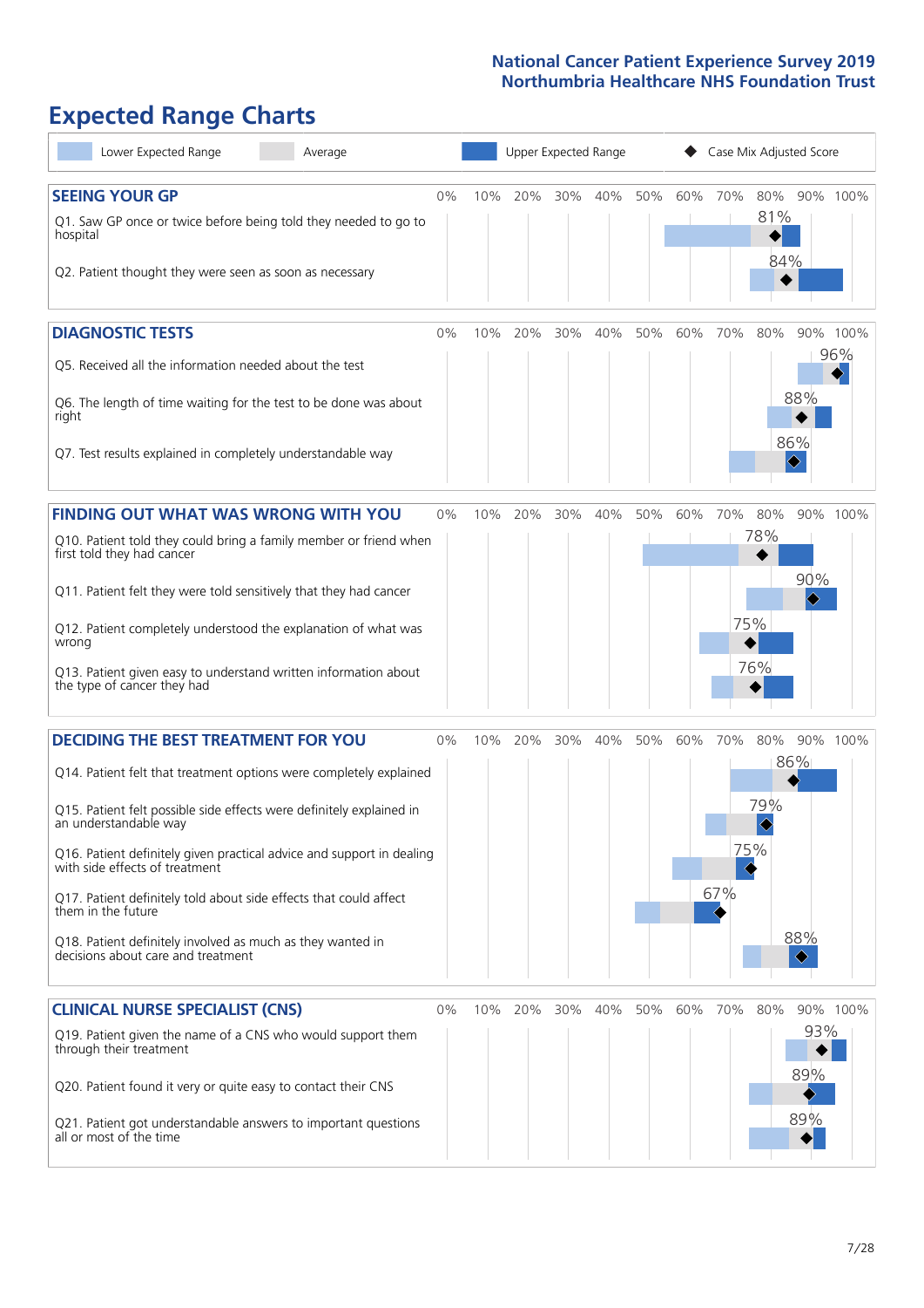# Expected Range Charts

Lower Expected Range | Average | Upper Expected Range | Case Mix Adjusted Score

## SEEING YOUR GP

| Question | Case Mix Adjusted Score |
|---|---|
| Q1. Saw GP once or twice before being told they needed to go to hospital | 81% |
| Q2. Patient thought they were seen as soon as necessary | 84% |

## DIAGNOSTIC TESTS

| Question | Case Mix Adjusted Score |
|---|---|
| Q5. Received all the information needed about the test | 96% |
| Q6. The length of time waiting for the test to be done was about right | 88% |
| Q7. Test results explained in completely understandable way | 86% |

## FINDING OUT WHAT WAS WRONG WITH YOU

| Question | Case Mix Adjusted Score |
|---|---|
| Q10. Patient told they could bring a family member or friend when first told they had cancer | 78% |
| Q11. Patient felt they were told sensitively that they had cancer | 90% |
| Q12. Patient completely understood the explanation of what was wrong | 75% |
| Q13. Patient given easy to understand written information about the type of cancer they had | 76% |

## DECIDING THE BEST TREATMENT FOR YOU

| Question | Case Mix Adjusted Score |
|---|---|
| Q14. Patient felt that treatment options were completely explained | 86% |
| Q15. Patient felt possible side effects were definitely explained in an understandable way | 79% |
| Q16. Patient definitely given practical advice and support in dealing with side effects of treatment | 75% |
| Q17. Patient definitely told about side effects that could affect them in the future | 67% |
| Q18. Patient definitely involved as much as they wanted in decisions about care and treatment | 88% |

## CLINICAL NURSE SPECIALIST (CNS)

| Question | Case Mix Adjusted Score |
|---|---|
| Q19. Patient given the name of a CNS who would support them through their treatment | 93% |
| Q20. Patient found it very or quite easy to contact their CNS | 89% |
| Q21. Patient got understandable answers to important questions all or most of the time | 89% |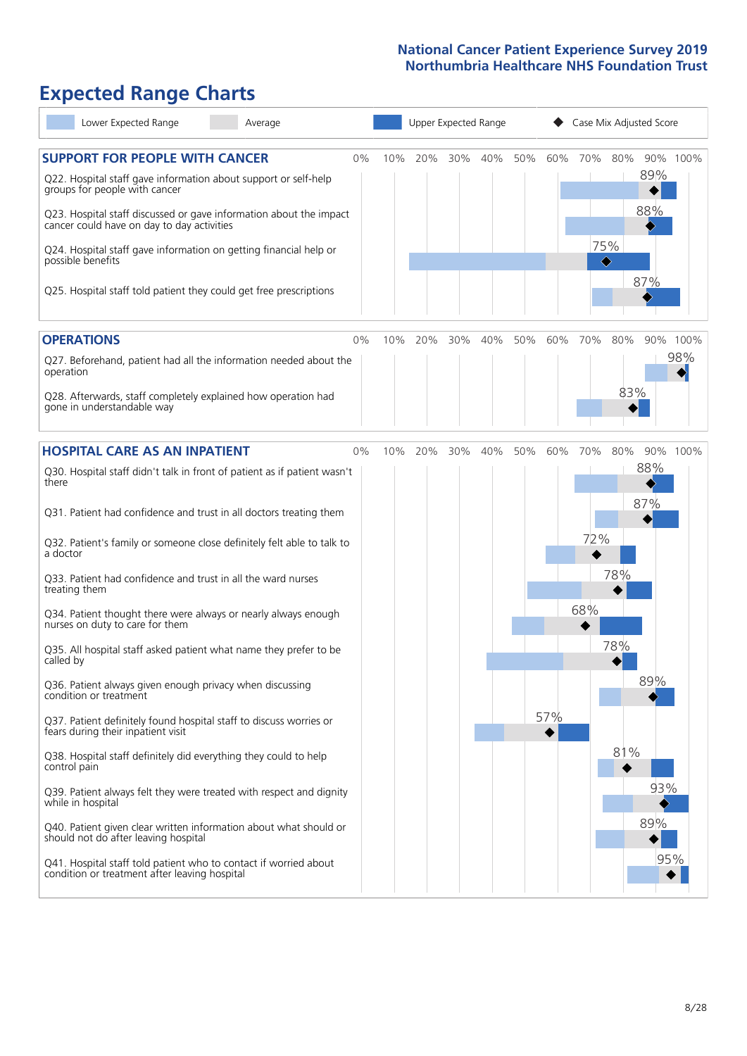# Expected Range Charts

Lower Expected Range | Average | Upper Expected Range | Case Mix Adjusted Score

## SUPPORT FOR PEOPLE WITH CANCER

| Question | Case Mix Adjusted Score |
|---|---|
| Q22. Hospital staff gave information about support or self-help groups for people with cancer | 89% |
| Q23. Hospital staff discussed or gave information about the impact cancer could have on day to day activities | 88% |
| Q24. Hospital staff gave information on getting financial help or possible benefits | 75% |
| Q25. Hospital staff told patient they could get free prescriptions | 87% |

## OPERATIONS

| Question | Case Mix Adjusted Score |
|---|---|
| Q27. Beforehand, patient had all the information needed about the operation | 98% |
| Q28. Afterwards, staff completely explained how operation had gone in understandable way | 83% |

## HOSPITAL CARE AS AN INPATIENT

| Question | Case Mix Adjusted Score |
|---|---|
| Q30. Hospital staff didn't talk in front of patient as if patient wasn't there | 88% |
| Q31. Patient had confidence and trust in all doctors treating them | 87% |
| Q32. Patient's family or someone close definitely felt able to talk to a doctor | 72% |
| Q33. Patient had confidence and trust in all the ward nurses treating them | 78% |
| Q34. Patient thought there were always or nearly always enough nurses on duty to care for them | 68% |
| Q35. All hospital staff asked patient what name they prefer to be called by | 78% |
| Q36. Patient always given enough privacy when discussing condition or treatment | 89% |
| Q37. Patient definitely found hospital staff to discuss worries or fears during their inpatient visit | 57% |
| Q38. Hospital staff definitely did everything they could to help control pain | 81% |
| Q39. Patient always felt they were treated with respect and dignity while in hospital | 93% |
| Q40. Patient given clear written information about what should or should not do after leaving hospital | 89% |
| Q41. Hospital staff told patient who to contact if worried about condition or treatment after leaving hospital | 95% |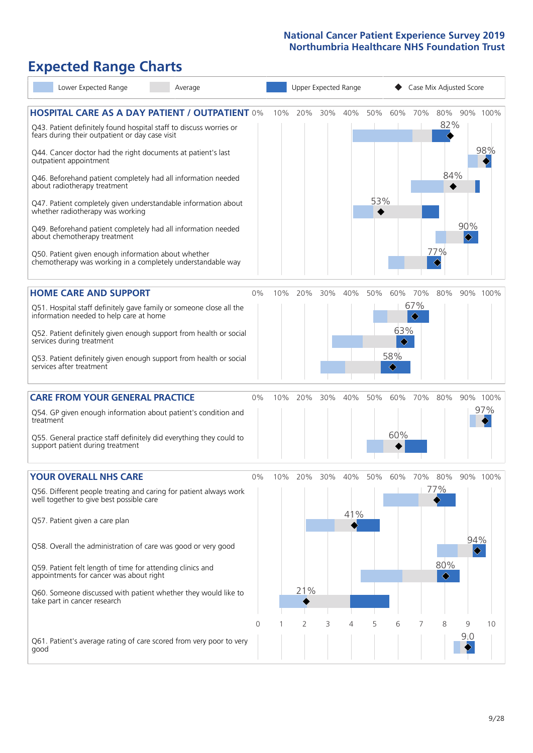# Expected Range Charts

Legend: Lower Expected Range | Average | Upper Expected Range | Case Mix Adjusted Score

## HOSPITAL CARE AS A DAY PATIENT / OUTPATIENT

| Question | Case Mix Adjusted Score |
|---|---|
| Q43. Patient definitely found hospital staff to discuss worries or fears during their outpatient or day case visit | 82% |
| Q44. Cancer doctor had the right documents at patient's last outpatient appointment | 98% |
| Q46. Beforehand patient completely had all information needed about radiotherapy treatment | 84% |
| Q47. Patient completely given understandable information about whether radiotherapy was working | 53% |
| Q49. Beforehand patient completely had all information needed about chemotherapy treatment | 90% |
| Q50. Patient given enough information about whether chemotherapy was working in a completely understandable way | 77% |

## HOME CARE AND SUPPORT

| Question | Case Mix Adjusted Score |
|---|---|
| Q51. Hospital staff definitely gave family or someone close all the information needed to help care at home | 67% |
| Q52. Patient definitely given enough support from health or social services during treatment | 63% |
| Q53. Patient definitely given enough support from health or social services after treatment | 58% |

## CARE FROM YOUR GENERAL PRACTICE

| Question | Case Mix Adjusted Score |
|---|---|
| Q54. GP given enough information about patient's condition and treatment | 97% |
| Q55. General practice staff definitely did everything they could to support patient during treatment | 60% |

## YOUR OVERALL NHS CARE

| Question | Case Mix Adjusted Score |
|---|---|
| Q56. Different people treating and caring for patient always work well together to give best possible care | 77% |
| Q57. Patient given a care plan | 41% |
| Q58. Overall the administration of care was good or very good | 94% |
| Q59. Patient felt length of time for attending clinics and appointments for cancer was about right | 80% |
| Q60. Someone discussed with patient whether they would like to take part in cancer research | 21% |
| Q61. Patient's average rating of care scored from very poor to very good | 9.0 |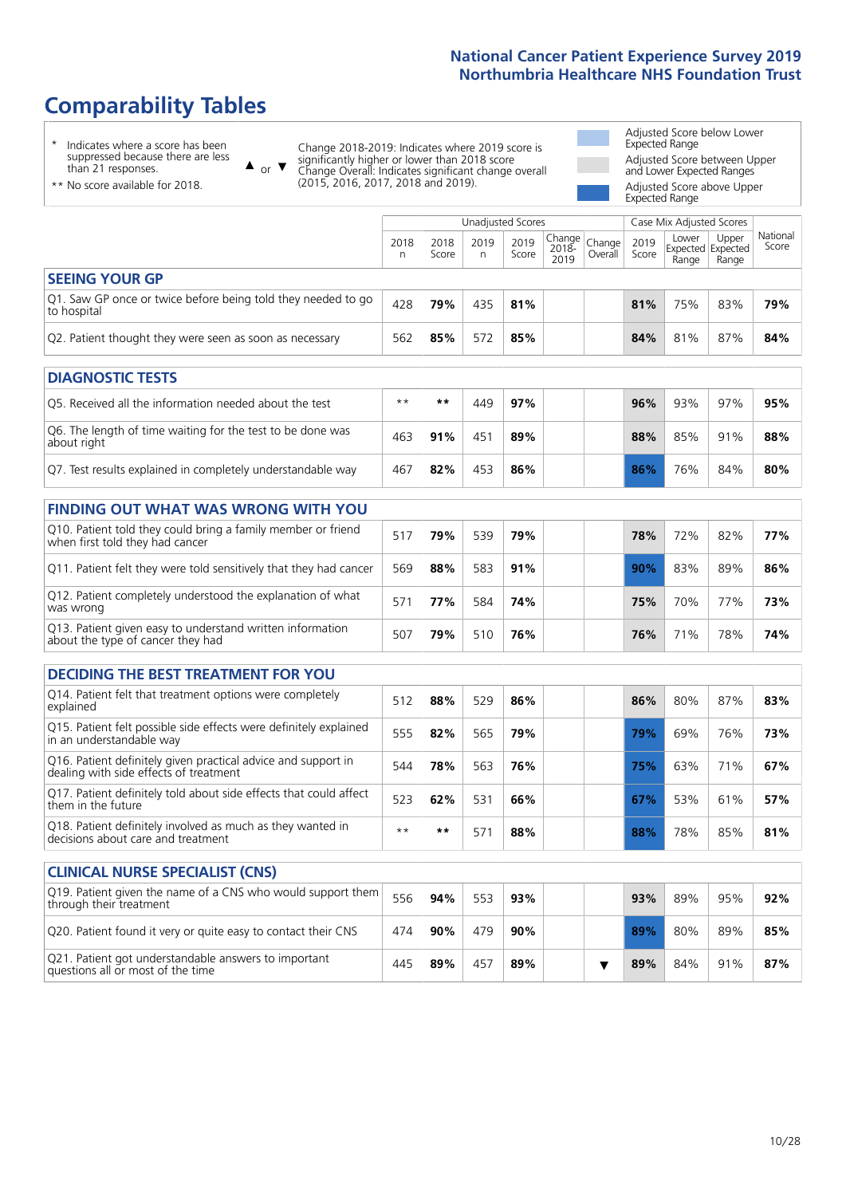# Comparability Tables

\* Indicates where a score has been suppressed because there are less than 21 responses.

** No score available for 2018.

▲ or ▼ Change 2018-2019: Indicates where 2019 score is significantly higher or lower than 2018 score. Change Overall: Indicates significant change overall (2015, 2016, 2017, 2018 and 2019).

Adjusted Score below Lower Expected Range

Adjusted Score between Upper and Lower Expected Ranges

Adjusted Score above Upper Expected Range

| | Unadjusted Scores | | | | | | Case Mix Adjusted Scores | | | |
|---|---|---|---|---|---|---|---|---|---|---|
| | 2018 n | 2018 Score | 2019 n | 2019 Score | Change 2018-2019 | Change Overall | 2019 Score | Lower Expected Range | Upper Expected Range | National Score |
| **SEEING YOUR GP** | | | | | | | | | | |
| Q1. Saw GP once or twice before being told they needed to go to hospital | 428 | **79%** | 435 | **81%** | | | **81%** | 75% | 83% | **79%** |
| Q2. Patient thought they were seen as soon as necessary | 562 | **85%** | 572 | **85%** | | | **84%** | 81% | 87% | **84%** |
| **DIAGNOSTIC TESTS** | | | | | | | | | | |
| Q5. Received all the information needed about the test | ** | ** | 449 | **97%** | | | **96%** | 93% | 97% | **95%** |
| Q6. The length of time waiting for the test to be done was about right | 463 | **91%** | 451 | **89%** | | | **88%** | 85% | 91% | **88%** |
| Q7. Test results explained in completely understandable way | 467 | **82%** | 453 | **86%** | | | **86%** | 76% | 84% | **80%** |
| **FINDING OUT WHAT WAS WRONG WITH YOU** | | | | | | | | | | |
| Q10. Patient told they could bring a family member or friend when first told they had cancer | 517 | **79%** | 539 | **79%** | | | **78%** | 72% | 82% | **77%** |
| Q11. Patient felt they were told sensitively that they had cancer | 569 | **88%** | 583 | **91%** | | | **90%** | 83% | 89% | **86%** |
| Q12. Patient completely understood the explanation of what was wrong | 571 | **77%** | 584 | **74%** | | | **75%** | 70% | 77% | **73%** |
| Q13. Patient given easy to understand written information about the type of cancer they had | 507 | **79%** | 510 | **76%** | | | **76%** | 71% | 78% | **74%** |
| **DECIDING THE BEST TREATMENT FOR YOU** | | | | | | | | | | |
| Q14. Patient felt that treatment options were completely explained | 512 | **88%** | 529 | **86%** | | | **86%** | 80% | 87% | **83%** |
| Q15. Patient felt possible side effects were definitely explained in an understandable way | 555 | **82%** | 565 | **79%** | | | **79%** | 69% | 76% | **73%** |
| Q16. Patient definitely given practical advice and support in dealing with side effects of treatment | 544 | **78%** | 563 | **76%** | | | **75%** | 63% | 71% | **67%** |
| Q17. Patient definitely told about side effects that could affect them in the future | 523 | **62%** | 531 | **66%** | | | **67%** | 53% | 61% | **57%** |
| Q18. Patient definitely involved as much as they wanted in decisions about care and treatment | ** | ** | 571 | **88%** | | | **88%** | 78% | 85% | **81%** |
| **CLINICAL NURSE SPECIALIST (CNS)** | | | | | | | | | | |
| Q19. Patient given the name of a CNS who would support them through their treatment | 556 | **94%** | 553 | **93%** | | | **93%** | 89% | 95% | **92%** |
| Q20. Patient found it very or quite easy to contact their CNS | 474 | **90%** | 479 | **90%** | | | **89%** | 80% | 89% | **85%** |
| Q21. Patient got understandable answers to important questions all or most of the time | 445 | **89%** | 457 | **89%** | | ▼ | **89%** | 84% | 91% | **87%** |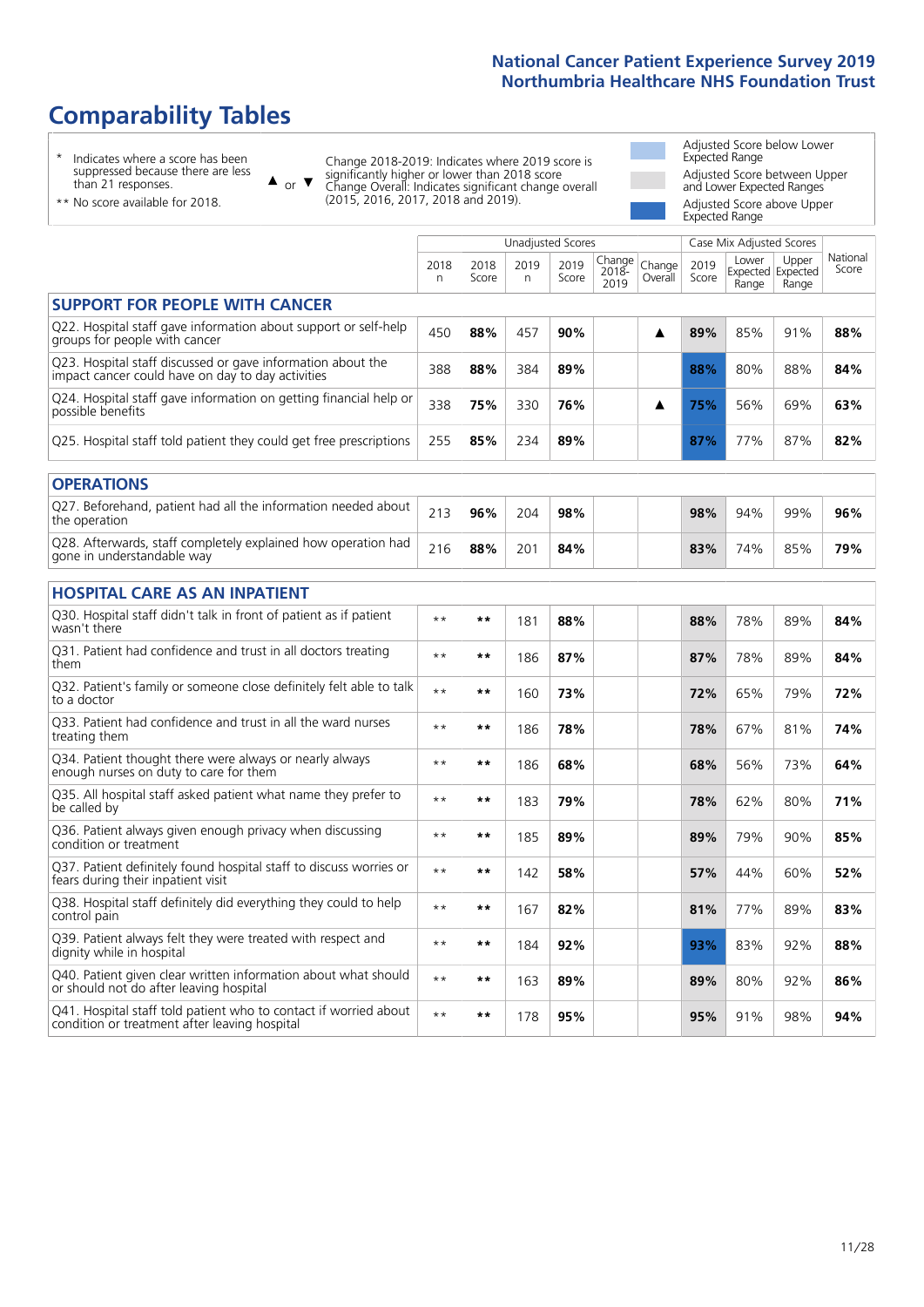# Comparability Tables

\* Indicates where a score has been suppressed because there are less than 21 responses.

\*\* No score available for 2018.

▲ or ▼ Change 2018-2019: Indicates where 2019 score is significantly higher or lower than 2018 score. Change Overall: Indicates significant change overall (2015, 2016, 2017, 2018 and 2019).

Adjusted Score below Lower Expected Range

Adjusted Score between Upper and Lower Expected Ranges

Adjusted Score above Upper Expected Range

| | Unadjusted Scores | | | | | | Case Mix Adjusted Scores | | | |
|---|---|---|---|---|---|---|---|---|---|---|
| | 2018 n | 2018 Score | 2019 n | 2019 Score | Change 2018-2019 | Change Overall | 2019 Score | Lower Expected Range | Upper Expected Range | National Score |
| **SUPPORT FOR PEOPLE WITH CANCER** | | | | | | | | | | |
| Q22. Hospital staff gave information about support or self-help groups for people with cancer | 450 | 88% | 457 | 90% | | ▲ | 89% | 85% | 91% | 88% |
| Q23. Hospital staff discussed or gave information about the impact cancer could have on day to day activities | 388 | 88% | 384 | 89% | | | 88% | 80% | 88% | 84% |
| Q24. Hospital staff gave information on getting financial help or possible benefits | 338 | 75% | 330 | 76% | | ▲ | 75% | 56% | 69% | 63% |
| Q25. Hospital staff told patient they could get free prescriptions | 255 | 85% | 234 | 89% | | | 87% | 77% | 87% | 82% |
| **OPERATIONS** | | | | | | | | | | |
| Q27. Beforehand, patient had all the information needed about the operation | 213 | 96% | 204 | 98% | | | 98% | 94% | 99% | 96% |
| Q28. Afterwards, staff completely explained how operation had gone in understandable way | 216 | 88% | 201 | 84% | | | 83% | 74% | 85% | 79% |
| **HOSPITAL CARE AS AN INPATIENT** | | | | | | | | | | |
| Q30. Hospital staff didn't talk in front of patient as if patient wasn't there | ** | ** | 181 | 88% | | | 88% | 78% | 89% | 84% |
| Q31. Patient had confidence and trust in all doctors treating them | ** | ** | 186 | 87% | | | 87% | 78% | 89% | 84% |
| Q32. Patient's family or someone close definitely felt able to talk to a doctor | ** | ** | 160 | 73% | | | 72% | 65% | 79% | 72% |
| Q33. Patient had confidence and trust in all the ward nurses treating them | ** | ** | 186 | 78% | | | 78% | 67% | 81% | 74% |
| Q34. Patient thought there were always or nearly always enough nurses on duty to care for them | ** | ** | 186 | 68% | | | 68% | 56% | 73% | 64% |
| Q35. All hospital staff asked patient what name they prefer to be called by | ** | ** | 183 | 79% | | | 78% | 62% | 80% | 71% |
| Q36. Patient always given enough privacy when discussing condition or treatment | ** | ** | 185 | 89% | | | 89% | 79% | 90% | 85% |
| Q37. Patient definitely found hospital staff to discuss worries or fears during their inpatient visit | ** | ** | 142 | 58% | | | 57% | 44% | 60% | 52% |
| Q38. Hospital staff definitely did everything they could to help control pain | ** | ** | 167 | 82% | | | 81% | 77% | 89% | 83% |
| Q39. Patient always felt they were treated with respect and dignity while in hospital | ** | ** | 184 | 92% | | | 93% | 83% | 92% | 88% |
| Q40. Patient given clear written information about what should or should not do after leaving hospital | ** | ** | 163 | 89% | | | 89% | 80% | 92% | 86% |
| Q41. Hospital staff told patient who to contact if worried about condition or treatment after leaving hospital | ** | ** | 178 | 95% | | | 95% | 91% | 98% | 94% |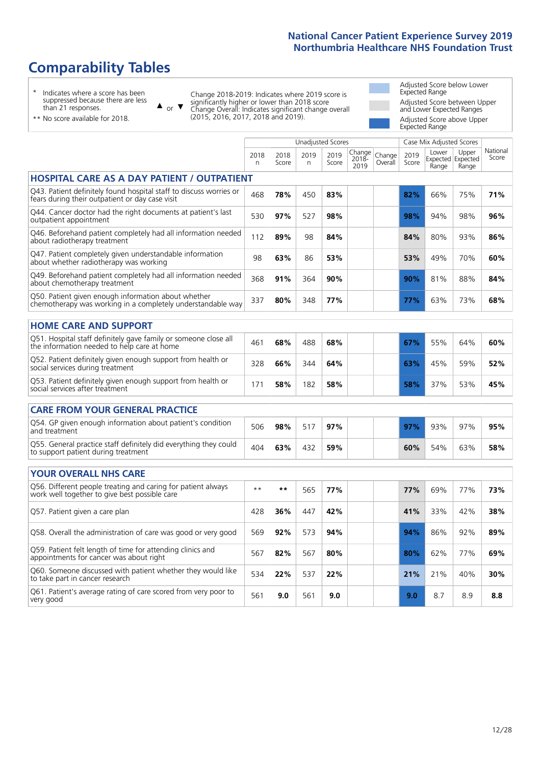# Comparability Tables

\* Indicates where a score has been suppressed because there are less than 21 responses.

\*\* No score available for 2018.

▲ or ▼ Change 2018-2019: Indicates where 2019 score is significantly higher or lower than 2018 score. Change Overall: Indicates significant change overall (2015, 2016, 2017, 2018 and 2019).

Adjusted Score below Lower Expected Range

Adjusted Score between Upper and Lower Expected Ranges

Adjusted Score above Upper Expected Range

| | Unadjusted Scores | | | | | | Case Mix Adjusted Scores | | | |
|---|---|---|---|---|---|---|---|---|---|---|
| | 2018 n | 2018 Score | 2019 n | 2019 Score | Change 2018-2019 | Change Overall | 2019 Score | Lower Expected Range | Upper Expected Range | National Score |
| **HOSPITAL CARE AS A DAY PATIENT / OUTPATIENT** | | | | | | | | | | |
| Q43. Patient definitely found hospital staff to discuss worries or fears during their outpatient or day case visit | 468 | **78%** | 450 | **83%** | | | **82%** | 66% | 75% | **71%** |
| Q44. Cancer doctor had the right documents at patient's last outpatient appointment | 530 | **97%** | 527 | **98%** | | | **98%** | 94% | 98% | **96%** |
| Q46. Beforehand patient completely had all information needed about radiotherapy treatment | 112 | **89%** | 98 | **84%** | | | **84%** | 80% | 93% | **86%** |
| Q47. Patient completely given understandable information about whether radiotherapy was working | 98 | **63%** | 86 | **53%** | | | **53%** | 49% | 70% | **60%** |
| Q49. Beforehand patient completely had all information needed about chemotherapy treatment | 368 | **91%** | 364 | **90%** | | | **90%** | 81% | 88% | **84%** |
| Q50. Patient given enough information about whether chemotherapy was working in a completely understandable way | 337 | **80%** | 348 | **77%** | | | **77%** | 63% | 73% | **68%** |
| **HOME CARE AND SUPPORT** | | | | | | | | | | |
| Q51. Hospital staff definitely gave family or someone close all the information needed to help care at home | 461 | **68%** | 488 | **68%** | | | **67%** | 55% | 64% | **60%** |
| Q52. Patient definitely given enough support from health or social services during treatment | 328 | **66%** | 344 | **64%** | | | **63%** | 45% | 59% | **52%** |
| Q53. Patient definitely given enough support from health or social services after treatment | 171 | **58%** | 182 | **58%** | | | **58%** | 37% | 53% | **45%** |
| **CARE FROM YOUR GENERAL PRACTICE** | | | | | | | | | | |
| Q54. GP given enough information about patient's condition and treatment | 506 | **98%** | 517 | **97%** | | | **97%** | 93% | 97% | **95%** |
| Q55. General practice staff definitely did everything they could to support patient during treatment | 404 | **63%** | 432 | **59%** | | | **60%** | 54% | 63% | **58%** |
| **YOUR OVERALL NHS CARE** | | | | | | | | | | |
| Q56. Different people treating and caring for patient always work well together to give best possible care | ** | ** | 565 | **77%** | | | **77%** | 69% | 77% | **73%** |
| Q57. Patient given a care plan | 428 | **36%** | 447 | **42%** | | | **41%** | 33% | 42% | **38%** |
| Q58. Overall the administration of care was good or very good | 569 | **92%** | 573 | **94%** | | | **94%** | 86% | 92% | **89%** |
| Q59. Patient felt length of time for attending clinics and appointments for cancer was about right | 567 | **82%** | 567 | **80%** | | | **80%** | 62% | 77% | **69%** |
| Q60. Someone discussed with patient whether they would like to take part in cancer research | 534 | **22%** | 537 | **22%** | | | **21%** | 21% | 40% | **30%** |
| Q61. Patient's average rating of care scored from very poor to very good | 561 | **9.0** | 561 | **9.0** | | | **9.0** | 8.7 | 8.9 | **8.8** |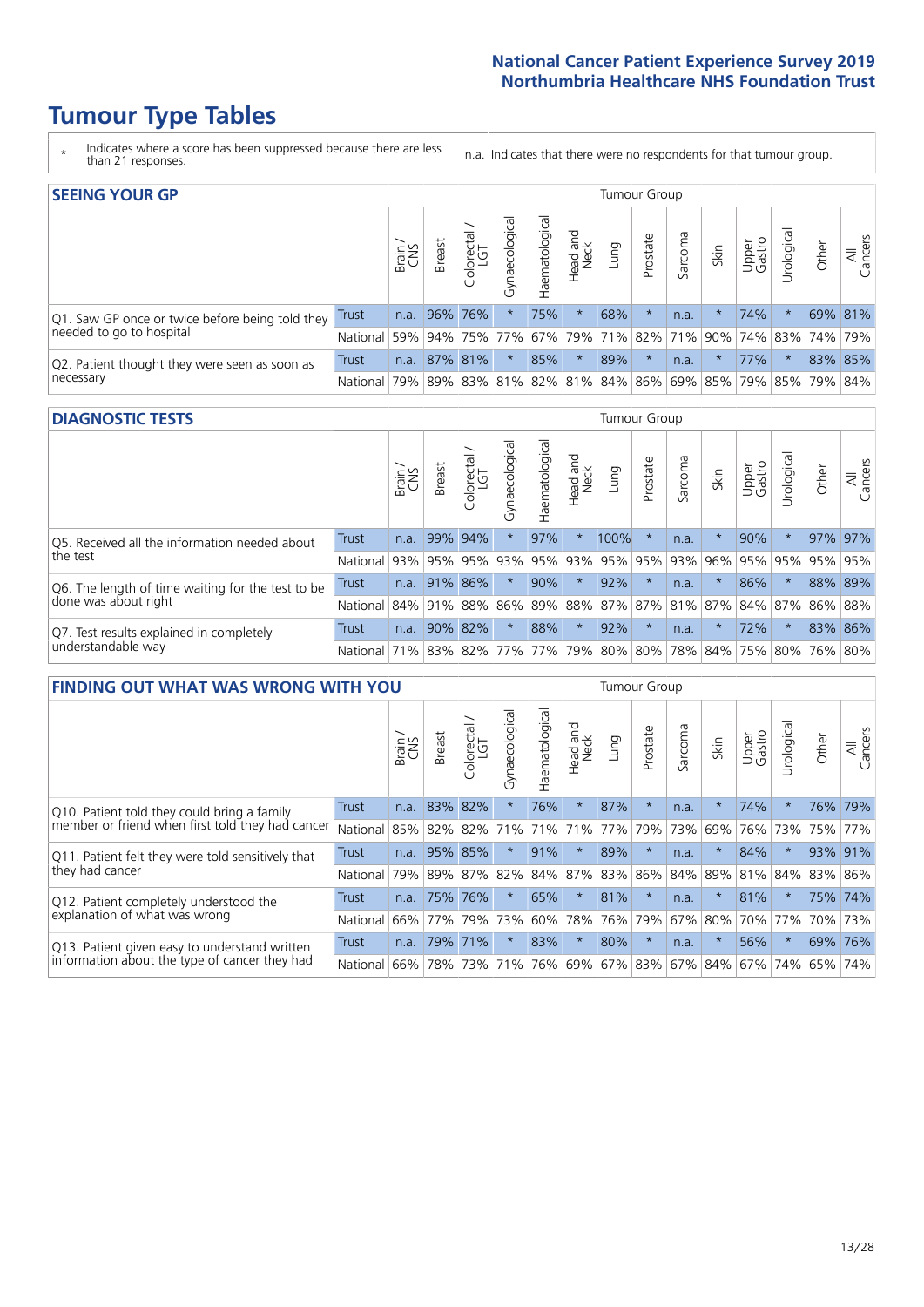# Tumour Type Tables

\* Indicates where a score has been suppressed because there are less than 21 responses.

n.a. Indicates that there were no respondents for that tumour group.

## SEEING YOUR GP

| | | Brain / CNS | Breast | Colorectal / LGT | Gynaecological | Haematological | Head and Neck | Lung | Prostate | Sarcoma | Skin | Upper Gastro | Urological | Other | All Cancers |
|---|---|---|---|---|---|---|---|---|---|---|---|---|---|---|---|
| Q1. Saw GP once or twice before being told they needed to go to hospital | Trust | n.a. | 96% | 76% | * | 75% | * | 68% | * | n.a. | * | 74% | * | 69% | 81% |
| | National | 59% | 94% | 75% | 77% | 67% | 79% | 71% | 82% | 71% | 90% | 74% | 83% | 74% | 79% |
| Q2. Patient thought they were seen as soon as necessary | Trust | n.a. | 87% | 81% | * | 85% | * | 89% | * | n.a. | * | 77% | * | 83% | 85% |
| | National | 79% | 89% | 83% | 81% | 82% | 81% | 84% | 86% | 69% | 85% | 79% | 85% | 79% | 84% |

## DIAGNOSTIC TESTS

| | | Brain / CNS | Breast | Colorectal / LGT | Gynaecological | Haematological | Head and Neck | Lung | Prostate | Sarcoma | Skin | Upper Gastro | Urological | Other | All Cancers |
|---|---|---|---|---|---|---|---|---|---|---|---|---|---|---|---|
| Q5. Received all the information needed about the test | Trust | n.a. | 99% | 94% | * | 97% | * | 100% | * | n.a. | * | 90% | * | 97% | 97% |
| | National | 93% | 95% | 95% | 93% | 95% | 93% | 95% | 95% | 93% | 96% | 95% | 95% | 95% | 95% |
| Q6. The length of time waiting for the test to be done was about right | Trust | n.a. | 91% | 86% | * | 90% | * | 92% | * | n.a. | * | 86% | * | 88% | 89% |
| | National | 84% | 91% | 88% | 86% | 89% | 88% | 87% | 87% | 81% | 87% | 84% | 87% | 86% | 88% |
| Q7. Test results explained in completely understandable way | Trust | n.a. | 90% | 82% | * | 88% | * | 92% | * | n.a. | * | 72% | * | 83% | 86% |
| | National | 71% | 83% | 82% | 77% | 77% | 79% | 80% | 80% | 78% | 84% | 75% | 80% | 76% | 80% |

## FINDING OUT WHAT WAS WRONG WITH YOU

| | | Brain / CNS | Breast | Colorectal / LGT | Gynaecological | Haematological | Head and Neck | Lung | Prostate | Sarcoma | Skin | Upper Gastro | Urological | Other | All Cancers |
|---|---|---|---|---|---|---|---|---|---|---|---|---|---|---|---|
| Q10. Patient told they could bring a family member or friend when first told they had cancer | Trust | n.a. | 83% | 82% | * | 76% | * | 87% | * | n.a. | * | 74% | * | 76% | 79% |
| | National | 85% | 82% | 82% | 71% | 71% | 71% | 77% | 79% | 73% | 69% | 76% | 73% | 75% | 77% |
| Q11. Patient felt they were told sensitively that they had cancer | Trust | n.a. | 95% | 85% | * | 91% | * | 89% | * | n.a. | * | 84% | * | 93% | 91% |
| | National | 79% | 89% | 87% | 82% | 84% | 87% | 83% | 86% | 84% | 89% | 81% | 84% | 83% | 86% |
| Q12. Patient completely understood the explanation of what was wrong | Trust | n.a. | 75% | 76% | * | 65% | * | 81% | * | n.a. | * | 81% | * | 75% | 74% |
| | National | 66% | 77% | 79% | 73% | 60% | 78% | 76% | 79% | 67% | 80% | 70% | 77% | 70% | 73% |
| Q13. Patient given easy to understand written information about the type of cancer they had | Trust | n.a. | 79% | 71% | * | 83% | * | 80% | * | n.a. | * | 56% | * | 69% | 76% |
| | National | 66% | 78% | 73% | 71% | 76% | 69% | 67% | 83% | 67% | 84% | 67% | 74% | 65% | 74% |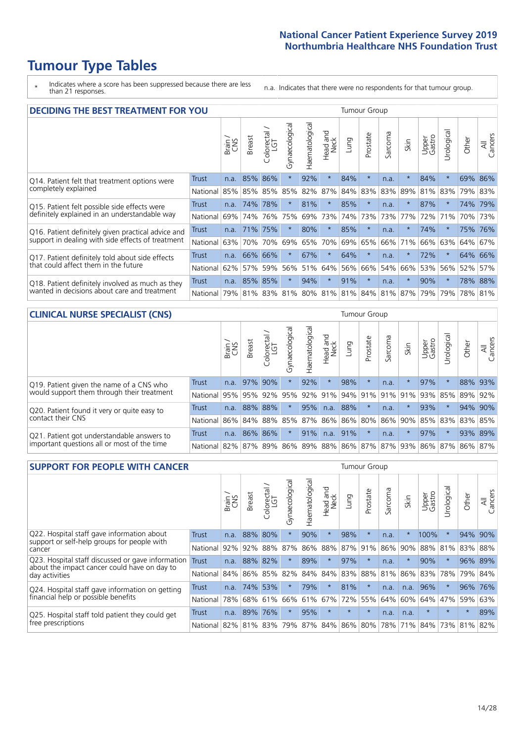# Tumour Type Tables

\* Indicates where a score has been suppressed because there are less than 21 responses.

n.a. Indicates that there were no respondents for that tumour group.

## DECIDING THE BEST TREATMENT FOR YOU

| | | Brain / CNS | Breast | Colorectal / LGT | Gynaecological | Haematological | Head and Neck | Lung | Prostate | Sarcoma | Skin | Upper Gastro | Urological | Other | All Cancers |
|---|---|---|---|---|---|---|---|---|---|---|---|---|---|---|---|
| Q14. Patient felt that treatment options were completely explained | Trust | n.a. | 85% | 86% | * | 92% | * | 84% | * | n.a. | * | 84% | * | 69% | 86% |
| | National | 85% | 85% | 85% | 85% | 82% | 87% | 84% | 83% | 83% | 89% | 81% | 83% | 79% | 83% |
| Q15. Patient felt possible side effects were definitely explained in an understandable way | Trust | n.a. | 74% | 78% | * | 81% | * | 85% | * | n.a. | * | 87% | * | 74% | 79% |
| | National | 69% | 74% | 76% | 75% | 69% | 73% | 74% | 73% | 73% | 77% | 72% | 71% | 70% | 73% |
| Q16. Patient definitely given practical advice and support in dealing with side effects of treatment | Trust | n.a. | 71% | 75% | * | 80% | * | 85% | * | n.a. | * | 74% | * | 75% | 76% |
| | National | 63% | 70% | 70% | 69% | 65% | 70% | 69% | 65% | 66% | 71% | 66% | 63% | 64% | 67% |
| Q17. Patient definitely told about side effects that could affect them in the future | Trust | n.a. | 66% | 66% | * | 67% | * | 64% | * | n.a. | * | 72% | * | 64% | 66% |
| | National | 62% | 57% | 59% | 56% | 51% | 64% | 56% | 66% | 54% | 66% | 53% | 56% | 52% | 57% |
| Q18. Patient definitely involved as much as they wanted in decisions about care and treatment | Trust | n.a. | 85% | 85% | * | 94% | * | 91% | * | n.a. | * | 90% | * | 78% | 88% |
| | National | 79% | 81% | 83% | 81% | 80% | 81% | 81% | 84% | 81% | 87% | 79% | 79% | 78% | 81% |

## CLINICAL NURSE SPECIALIST (CNS)

| | | Brain / CNS | Breast | Colorectal / LGT | Gynaecological | Haematological | Head and Neck | Lung | Prostate | Sarcoma | Skin | Upper Gastro | Urological | Other | All Cancers |
|---|---|---|---|---|---|---|---|---|---|---|---|---|---|---|---|
| Q19. Patient given the name of a CNS who would support them through their treatment | Trust | n.a. | 97% | 90% | * | 92% | * | 98% | * | n.a. | * | 97% | * | 88% | 93% |
| | National | 95% | 95% | 92% | 95% | 92% | 91% | 94% | 91% | 91% | 91% | 93% | 85% | 89% | 92% |
| Q20. Patient found it very or quite easy to contact their CNS | Trust | n.a. | 88% | 88% | * | 95% | n.a. | 88% | * | n.a. | * | 93% | * | 94% | 90% |
| | National | 86% | 84% | 88% | 85% | 87% | 86% | 86% | 80% | 86% | 90% | 85% | 83% | 83% | 85% |
| Q21. Patient got understandable answers to important questions all or most of the time | Trust | n.a. | 86% | 86% | * | 91% | n.a. | 91% | * | n.a. | * | 97% | * | 93% | 89% |
| | National | 82% | 87% | 89% | 86% | 89% | 88% | 86% | 87% | 87% | 93% | 86% | 87% | 86% | 87% |

## SUPPORT FOR PEOPLE WITH CANCER

| | | Brain / CNS | Breast | Colorectal / LGT | Gynaecological | Haematological | Head and Neck | Lung | Prostate | Sarcoma | Skin | Upper Gastro | Urological | Other | All Cancers |
|---|---|---|---|---|---|---|---|---|---|---|---|---|---|---|---|
| Q22. Hospital staff gave information about support or self-help groups for people with cancer | Trust | n.a. | 88% | 80% | * | 90% | * | 98% | * | n.a. | * | 100% | * | 94% | 90% |
| | National | 92% | 92% | 88% | 87% | 86% | 88% | 87% | 91% | 86% | 90% | 88% | 81% | 83% | 88% |
| Q23. Hospital staff discussed or gave information about the impact cancer could have on day to day activities | Trust | n.a. | 88% | 82% | * | 89% | * | 97% | * | n.a. | * | 90% | * | 96% | 89% |
| | National | 84% | 86% | 85% | 82% | 84% | 84% | 83% | 88% | 81% | 86% | 83% | 78% | 79% | 84% |
| Q24. Hospital staff gave information on getting financial help or possible benefits | Trust | n.a. | 74% | 53% | * | 79% | * | 81% | * | n.a. | n.a. | 96% | * | 96% | 76% |
| | National | 78% | 68% | 61% | 66% | 61% | 67% | 72% | 55% | 64% | 60% | 64% | 47% | 59% | 63% |
| Q25. Hospital staff told patient they could get free prescriptions | Trust | n.a. | 89% | 76% | * | 95% | * | * | * | n.a. | n.a. | * | * | * | 89% |
| | National | 82% | 81% | 83% | 79% | 87% | 84% | 86% | 80% | 78% | 71% | 84% | 73% | 81% | 82% |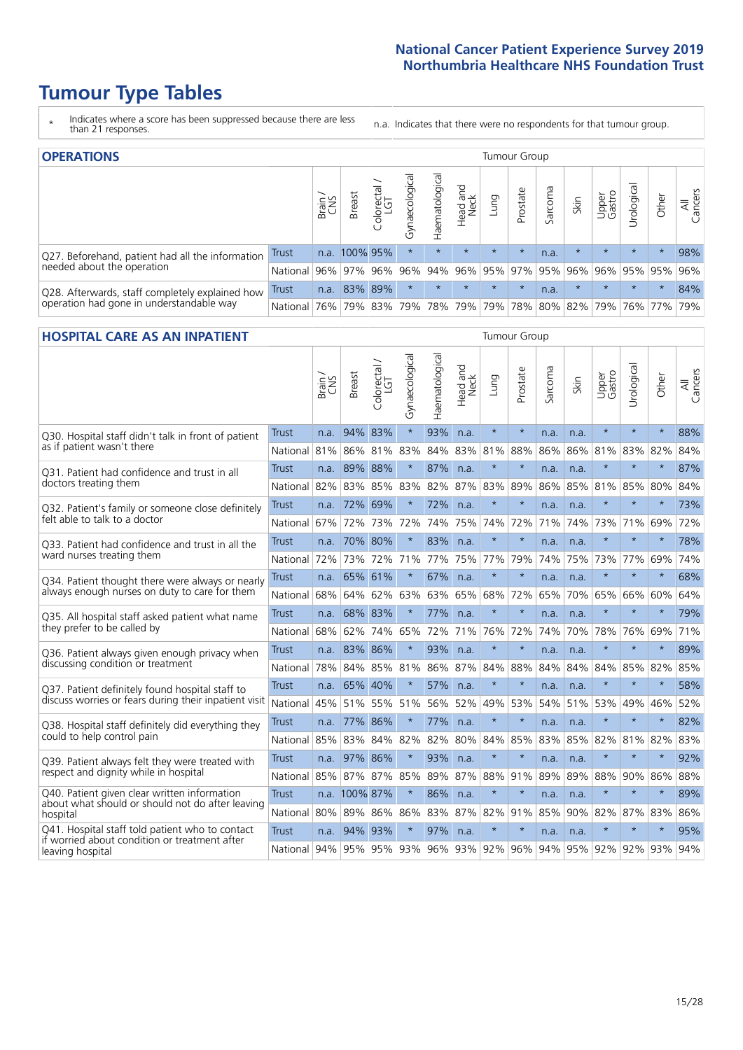# Tumour Type Tables

- \* Indicates where a score has been suppressed because there are less than 21 responses.
- n.a. Indicates that there were no respondents for that tumour group.

## OPERATIONS

| | | Brain / CNS | Breast | Colorectal / LGT | Gynaecological | Haematological | Head and Neck | Lung | Prostate | Sarcoma | Skin | Upper Gastro | Urological | Other | All Cancers |
|---|---|---|---|---|---|---|---|---|---|---|---|---|---|---|---|
| Q27. Beforehand, patient had all the information needed about the operation | Trust | n.a. | 100% | 95% | * | * | * | * | * | n.a. | * | * | * | * | 98% |
| | National | 96% | 97% | 96% | 96% | 94% | 96% | 95% | 97% | 95% | 96% | 96% | 95% | 95% | 96% |
| Q28. Afterwards, staff completely explained how operation had gone in understandable way | Trust | n.a. | 83% | 89% | * | * | * | * | * | n.a. | * | * | * | * | 84% |
| | National | 76% | 79% | 83% | 79% | 78% | 79% | 79% | 78% | 80% | 82% | 79% | 76% | 77% | 79% |

## HOSPITAL CARE AS AN INPATIENT

| | | Brain / CNS | Breast | Colorectal / LGT | Gynaecological | Haematological | Head and Neck | Lung | Prostate | Sarcoma | Skin | Upper Gastro | Urological | Other | All Cancers |
|---|---|---|---|---|---|---|---|---|---|---|---|---|---|---|---|
| Q30. Hospital staff didn't talk in front of patient as if patient wasn't there | Trust | n.a. | 94% | 83% | * | 93% | n.a. | * | * | n.a. | n.a. | * | * | * | 88% |
| | National | 81% | 86% | 81% | 83% | 84% | 83% | 81% | 88% | 86% | 86% | 81% | 83% | 82% | 84% |
| Q31. Patient had confidence and trust in all doctors treating them | Trust | n.a. | 89% | 88% | * | 87% | n.a. | * | * | n.a. | n.a. | * | * | * | 87% |
| | National | 82% | 83% | 85% | 83% | 82% | 87% | 83% | 89% | 86% | 85% | 81% | 85% | 80% | 84% |
| Q32. Patient's family or someone close definitely felt able to talk to a doctor | Trust | n.a. | 72% | 69% | * | 72% | n.a. | * | * | n.a. | n.a. | * | * | * | 73% |
| | National | 67% | 72% | 73% | 72% | 74% | 75% | 74% | 72% | 71% | 74% | 73% | 71% | 69% | 72% |
| Q33. Patient had confidence and trust in all the ward nurses treating them | Trust | n.a. | 70% | 80% | * | 83% | n.a. | * | * | n.a. | n.a. | * | * | * | 78% |
| | National | 72% | 73% | 72% | 71% | 77% | 75% | 77% | 79% | 74% | 75% | 73% | 77% | 69% | 74% |
| Q34. Patient thought there were always or nearly always enough nurses on duty to care for them | Trust | n.a. | 65% | 61% | * | 67% | n.a. | * | * | n.a. | n.a. | * | * | * | 68% |
| | National | 68% | 64% | 62% | 63% | 63% | 65% | 68% | 72% | 65% | 70% | 65% | 66% | 60% | 64% |
| Q35. All hospital staff asked patient what name they prefer to be called by | Trust | n.a. | 68% | 83% | * | 77% | n.a. | * | * | n.a. | n.a. | * | * | * | 79% |
| | National | 68% | 62% | 74% | 65% | 72% | 71% | 76% | 72% | 74% | 70% | 78% | 76% | 69% | 71% |
| Q36. Patient always given enough privacy when discussing condition or treatment | Trust | n.a. | 83% | 86% | * | 93% | n.a. | * | * | n.a. | n.a. | * | * | * | 89% |
| | National | 78% | 84% | 85% | 81% | 86% | 87% | 84% | 88% | 84% | 84% | 84% | 85% | 82% | 85% |
| Q37. Patient definitely found hospital staff to discuss worries or fears during their inpatient visit | Trust | n.a. | 65% | 40% | * | 57% | n.a. | * | * | n.a. | n.a. | * | * | * | 58% |
| | National | 45% | 51% | 55% | 51% | 56% | 52% | 49% | 53% | 54% | 51% | 53% | 49% | 46% | 52% |
| Q38. Hospital staff definitely did everything they could to help control pain | Trust | n.a. | 77% | 86% | * | 77% | n.a. | * | * | n.a. | n.a. | * | * | * | 82% |
| | National | 85% | 83% | 84% | 82% | 82% | 80% | 84% | 85% | 83% | 85% | 82% | 81% | 82% | 83% |
| Q39. Patient always felt they were treated with respect and dignity while in hospital | Trust | n.a. | 97% | 86% | * | 93% | n.a. | * | * | n.a. | n.a. | * | * | * | 92% |
| | National | 85% | 87% | 87% | 85% | 89% | 87% | 88% | 91% | 89% | 89% | 88% | 90% | 86% | 88% |
| Q40. Patient given clear written information about what should or should not do after leaving hospital | Trust | n.a. | 100% | 87% | * | 86% | n.a. | * | * | n.a. | n.a. | * | * | * | 89% |
| | National | 80% | 89% | 86% | 86% | 83% | 87% | 82% | 91% | 85% | 90% | 82% | 87% | 83% | 86% |
| Q41. Hospital staff told patient who to contact if worried about condition or treatment after leaving hospital | Trust | n.a. | 94% | 93% | * | 97% | n.a. | * | * | n.a. | n.a. | * | * | * | 95% |
| | National | 94% | 95% | 95% | 93% | 96% | 93% | 92% | 96% | 94% | 95% | 92% | 92% | 93% | 94% |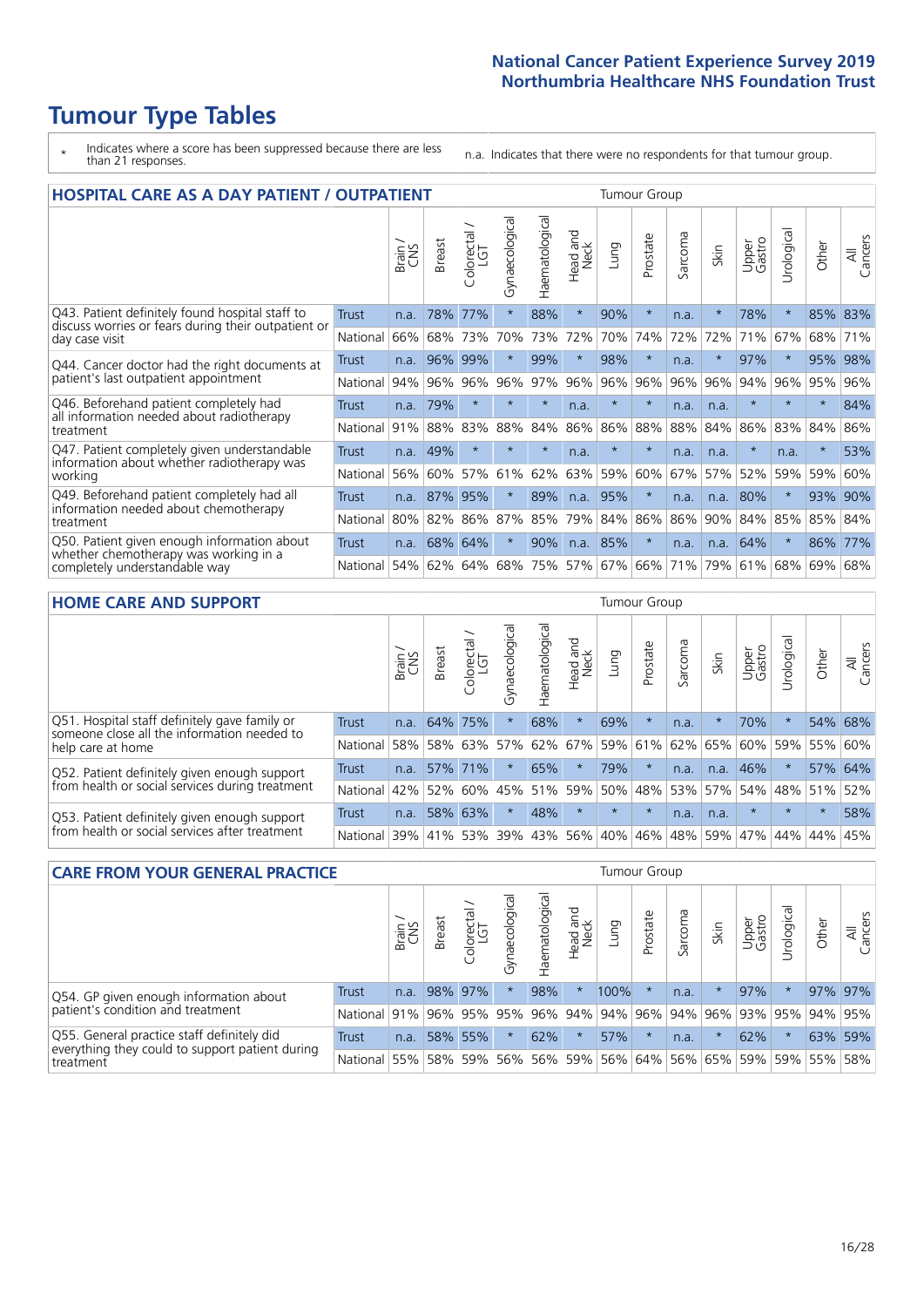# Tumour Type Tables

\* Indicates where a score has been suppressed because there are less than 21 responses.

n.a. Indicates that there were no respondents for that tumour group.

## HOSPITAL CARE AS A DAY PATIENT / OUTPATIENT

| | | Tumour Group | | | | | | | | | | | | | |
|---|---|---|---|---|---|---|---|---|---|---|---|---|---|---|---|
| | | Brain / CNS | Breast | Colorectal / LGT | Gynaecological | Haematological | Head and Neck | Lung | Prostate | Sarcoma | Skin | Upper Gastro | Urological | Other | All Cancers |
| Q43. Patient definitely found hospital staff to discuss worries or fears during their outpatient or day case visit | Trust | n.a. | 78% | 77% | * | 88% | * | 90% | * | n.a. | * | 78% | * | 85% | 83% |
| | National | 66% | 68% | 73% | 70% | 73% | 72% | 70% | 74% | 72% | 72% | 71% | 67% | 68% | 71% |
| Q44. Cancer doctor had the right documents at patient's last outpatient appointment | Trust | n.a. | 96% | 99% | * | 99% | * | 98% | * | n.a. | * | 97% | * | 95% | 98% |
| | National | 94% | 96% | 96% | 96% | 97% | 96% | 96% | 96% | 96% | 96% | 94% | 96% | 95% | 96% |
| Q46. Beforehand patient completely had all information needed about radiotherapy treatment | Trust | n.a. | 79% | * | * | * | n.a. | * | * | n.a. | n.a. | * | * | * | 84% |
| | National | 91% | 88% | 83% | 88% | 84% | 86% | 86% | 88% | 88% | 84% | 86% | 83% | 84% | 86% |
| Q47. Patient completely given understandable information about whether radiotherapy was working | Trust | n.a. | 49% | * | * | * | n.a. | * | * | n.a. | n.a. | * | n.a. | * | 53% |
| | National | 56% | 60% | 57% | 61% | 62% | 63% | 59% | 60% | 67% | 57% | 52% | 59% | 59% | 60% |
| Q49. Beforehand patient completely had all information needed about chemotherapy treatment | Trust | n.a. | 87% | 95% | * | 89% | n.a. | 95% | * | n.a. | n.a. | 80% | * | 93% | 90% |
| | National | 80% | 82% | 86% | 87% | 85% | 79% | 84% | 86% | 86% | 90% | 84% | 85% | 85% | 84% |
| Q50. Patient given enough information about whether chemotherapy was working in a completely understandable way | Trust | n.a. | 68% | 64% | * | 90% | n.a. | 85% | * | n.a. | n.a. | 64% | * | 86% | 77% |
| | National | 54% | 62% | 64% | 68% | 75% | 57% | 67% | 66% | 71% | 79% | 61% | 68% | 69% | 68% |

## HOME CARE AND SUPPORT

| | | Tumour Group | | | | | | | | | | | | | |
|---|---|---|---|---|---|---|---|---|---|---|---|---|---|---|---|
| | | Brain / CNS | Breast | Colorectal / LGT | Gynaecological | Haematological | Head and Neck | Lung | Prostate | Sarcoma | Skin | Upper Gastro | Urological | Other | All Cancers |
| Q51. Hospital staff definitely gave family or someone close all the information needed to help care at home | Trust | n.a. | 64% | 75% | * | 68% | * | 69% | * | n.a. | * | 70% | * | 54% | 68% |
| | National | 58% | 58% | 63% | 57% | 62% | 67% | 59% | 61% | 62% | 65% | 60% | 59% | 55% | 60% |
| Q52. Patient definitely given enough support from health or social services during treatment | Trust | n.a. | 57% | 71% | * | 65% | * | 79% | * | n.a. | n.a. | 46% | * | 57% | 64% |
| | National | 42% | 52% | 60% | 45% | 51% | 59% | 50% | 48% | 53% | 57% | 54% | 48% | 51% | 52% |
| Q53. Patient definitely given enough support from health or social services after treatment | Trust | n.a. | 58% | 63% | * | 48% | * | * | * | n.a. | n.a. | * | * | * | 58% |
| | National | 39% | 41% | 53% | 39% | 43% | 56% | 40% | 46% | 48% | 59% | 47% | 44% | 44% | 45% |

## CARE FROM YOUR GENERAL PRACTICE

| | | Tumour Group | | | | | | | | | | | | | |
|---|---|---|---|---|---|---|---|---|---|---|---|---|---|---|---|
| | | Brain / CNS | Breast | Colorectal / LGT | Gynaecological | Haematological | Head and Neck | Lung | Prostate | Sarcoma | Skin | Upper Gastro | Urological | Other | All Cancers |
| Q54. GP given enough information about patient's condition and treatment | Trust | n.a. | 98% | 97% | * | 98% | * | 100% | * | n.a. | * | 97% | * | 97% | 97% |
| | National | 91% | 96% | 95% | 95% | 96% | 94% | 94% | 96% | 94% | 96% | 93% | 95% | 94% | 95% |
| Q55. General practice staff definitely did everything they could to support patient during treatment | Trust | n.a. | 58% | 55% | * | 62% | * | 57% | * | n.a. | * | 62% | * | 63% | 59% |
| | National | 55% | 58% | 59% | 56% | 56% | 59% | 56% | 64% | 56% | 65% | 59% | 59% | 55% | 58% |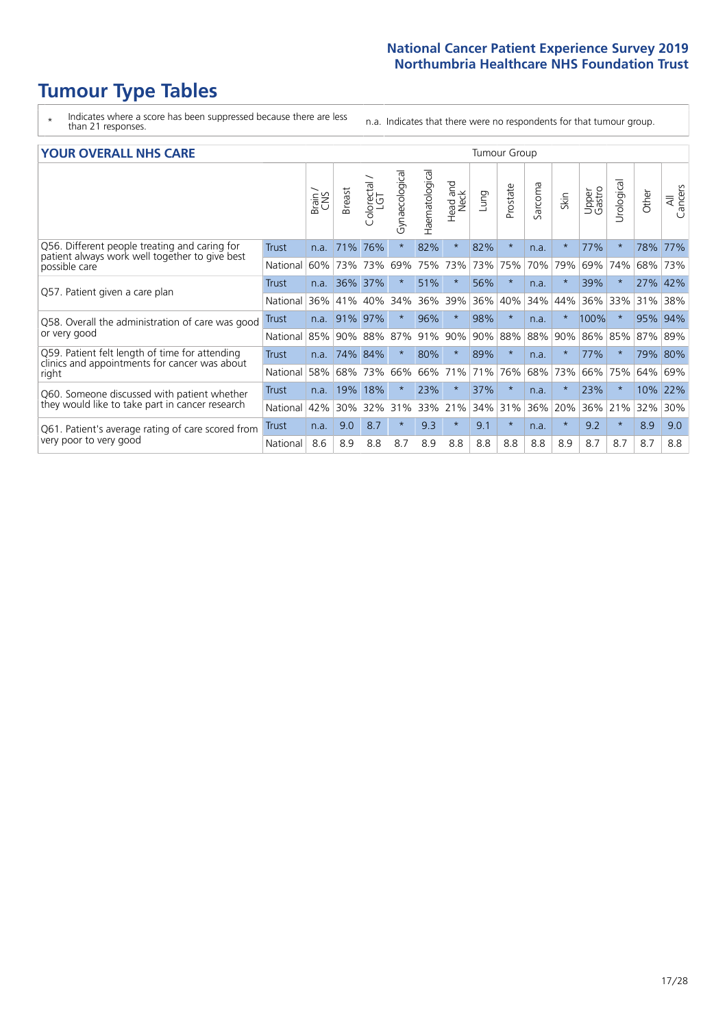# Tumour Type Tables

- \* Indicates where a score has been suppressed because there are less than 21 responses.
- n.a. Indicates that there were no respondents for that tumour group.

## YOUR OVERALL NHS CARE

| | | Brain / CNS | Breast | Colorectal / LGT | Gynaecological | Haematological | Head and Neck | Lung | Prostate | Sarcoma | Skin | Upper Gastro | Urological | Other | All Cancers |
|---|---|---|---|---|---|---|---|---|---|---|---|---|---|---|---|
| Q56. Different people treating and caring for patient always work well together to give best possible care | Trust | n.a. | 71% | 76% | * | 82% | * | 82% | * | n.a. | * | 77% | * | 78% | 77% |
| | National | 60% | 73% | 73% | 69% | 75% | 73% | 73% | 75% | 70% | 79% | 69% | 74% | 68% | 73% |
| Q57. Patient given a care plan | Trust | n.a. | 36% | 37% | * | 51% | * | 56% | * | n.a. | * | 39% | * | 27% | 42% |
| | National | 36% | 41% | 40% | 34% | 36% | 39% | 36% | 40% | 34% | 44% | 36% | 33% | 31% | 38% |
| Q58. Overall the administration of care was good or very good | Trust | n.a. | 91% | 97% | * | 96% | * | 98% | * | n.a. | * | 100% | * | 95% | 94% |
| | National | 85% | 90% | 88% | 87% | 91% | 90% | 90% | 88% | 88% | 90% | 86% | 85% | 87% | 89% |
| Q59. Patient felt length of time for attending clinics and appointments for cancer was about right | Trust | n.a. | 74% | 84% | * | 80% | * | 89% | * | n.a. | * | 77% | * | 79% | 80% |
| | National | 58% | 68% | 73% | 66% | 66% | 71% | 71% | 76% | 68% | 73% | 66% | 75% | 64% | 69% |
| Q60. Someone discussed with patient whether they would like to take part in cancer research | Trust | n.a. | 19% | 18% | * | 23% | * | 37% | * | n.a. | * | 23% | * | 10% | 22% |
| | National | 42% | 30% | 32% | 31% | 33% | 21% | 34% | 31% | 36% | 20% | 36% | 21% | 32% | 30% |
| Q61. Patient's average rating of care scored from very poor to very good | Trust | n.a. | 9.0 | 8.7 | * | 9.3 | * | 9.1 | * | n.a. | * | 9.2 | * | 8.9 | 9.0 |
| | National | 8.6 | 8.9 | 8.8 | 8.7 | 8.9 | 8.8 | 8.8 | 8.8 | 8.8 | 8.9 | 8.7 | 8.7 | 8.7 | 8.8 |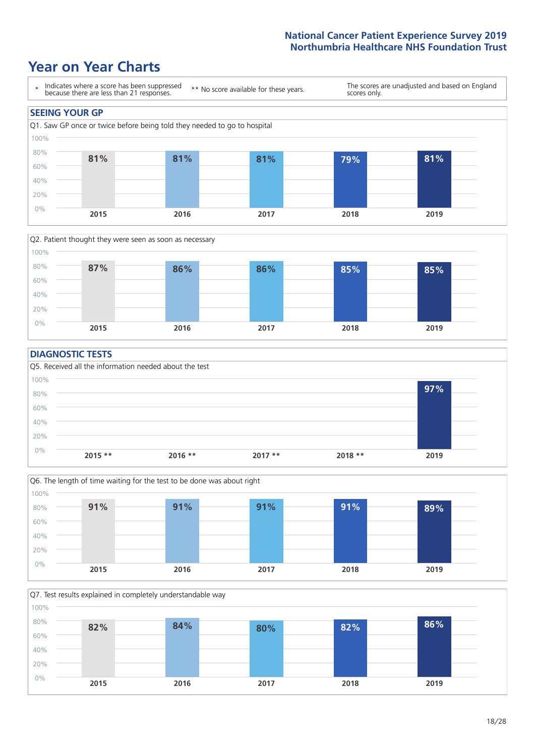# Year on Year Charts

\* Indicates where a score has been suppressed because there are less than 21 responses.

** No score available for these years.

The scores are unadjusted and based on England scores only.

## SEEING YOUR GP

Q1. Saw GP once or twice before being told they needed to go to hospital

| 2015 | 2016 | 2017 | 2018 | 2019 |
|---|---|---|---|---|
| 81% | 81% | 81% | 79% | 81% |

Q2. Patient thought they were seen as soon as necessary

| 2015 | 2016 | 2017 | 2018 | 2019 |
|---|---|---|---|---|
| 87% | 86% | 86% | 85% | 85% |

## DIAGNOSTIC TESTS

Q5. Received all the information needed about the test

| 2015 ** | 2016 ** | 2017 ** | 2018 ** | 2019 |
|---|---|---|---|---|
| | | | | 97% |

Q6. The length of time waiting for the test to be done was about right

| 2015 | 2016 | 2017 | 2018 | 2019 |
|---|---|---|---|---|
| 91% | 91% | 91% | 91% | 89% |

Q7. Test results explained in completely understandable way

| 2015 | 2016 | 2017 | 2018 | 2019 |
|---|---|---|---|---|
| 82% | 84% | 80% | 82% | 86% |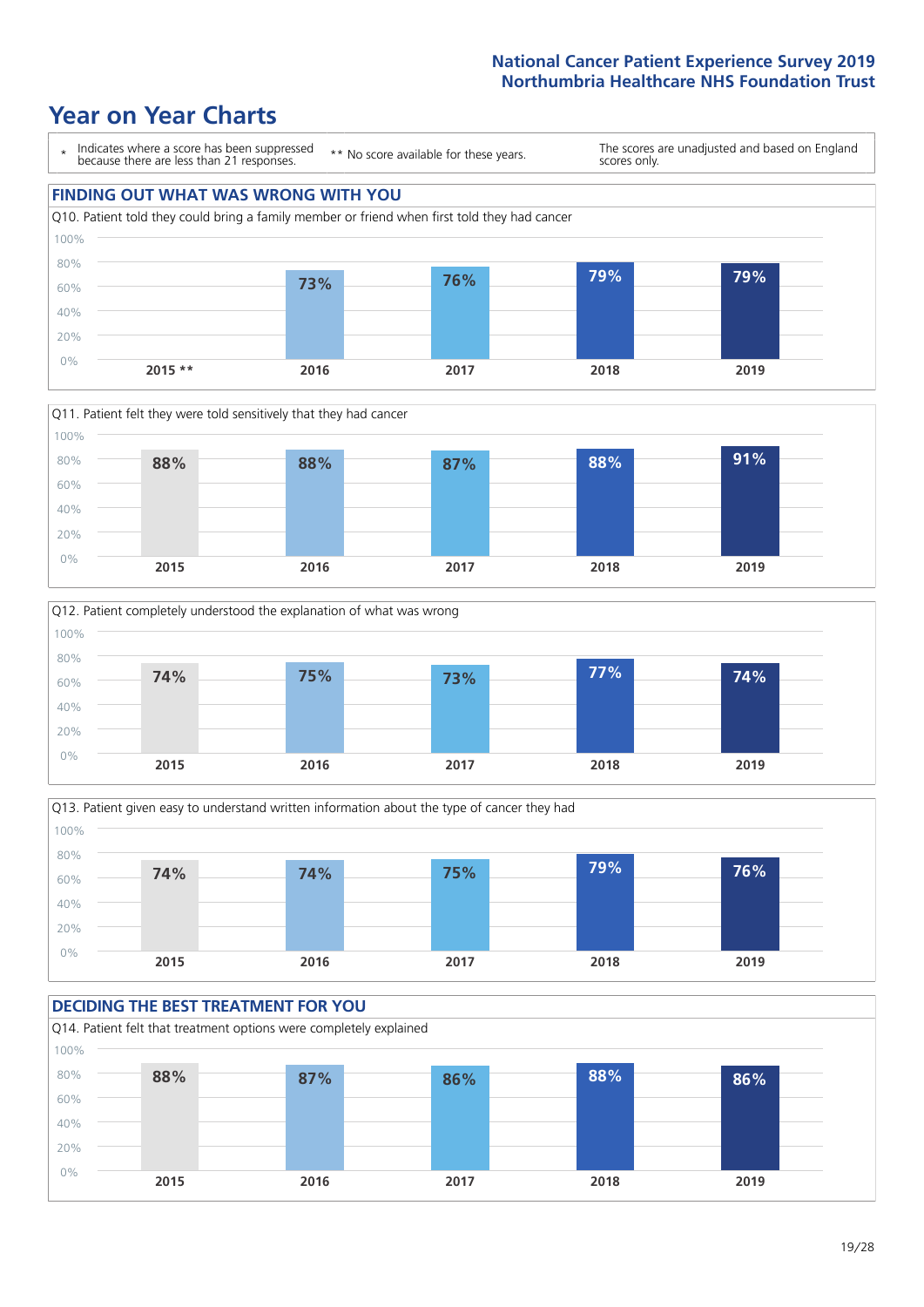# Year on Year Charts

\* Indicates where a score has been suppressed because there are less than 21 responses.

\*\* No score available for these years.

The scores are unadjusted and based on England scores only.

## FINDING OUT WHAT WAS WRONG WITH YOU

Q10. Patient told they could bring a family member or friend when first told they had cancer

| 2015 ** | 2016 | 2017 | 2018 | 2019 |
|---|---|---|---|---|
| | 73% | 76% | 79% | 79% |

Q11. Patient felt they were told sensitively that they had cancer

| 2015 | 2016 | 2017 | 2018 | 2019 |
|---|---|---|---|---|
| 88% | 88% | 87% | 88% | 91% |

Q12. Patient completely understood the explanation of what was wrong

| 2015 | 2016 | 2017 | 2018 | 2019 |
|---|---|---|---|---|
| 74% | 75% | 73% | 77% | 74% |

Q13. Patient given easy to understand written information about the type of cancer they had

| 2015 | 2016 | 2017 | 2018 | 2019 |
|---|---|---|---|---|
| 74% | 74% | 75% | 79% | 76% |

## DECIDING THE BEST TREATMENT FOR YOU

Q14. Patient felt that treatment options were completely explained

| 2015 | 2016 | 2017 | 2018 | 2019 |
|---|---|---|---|---|
| 88% | 87% | 86% | 88% | 86% |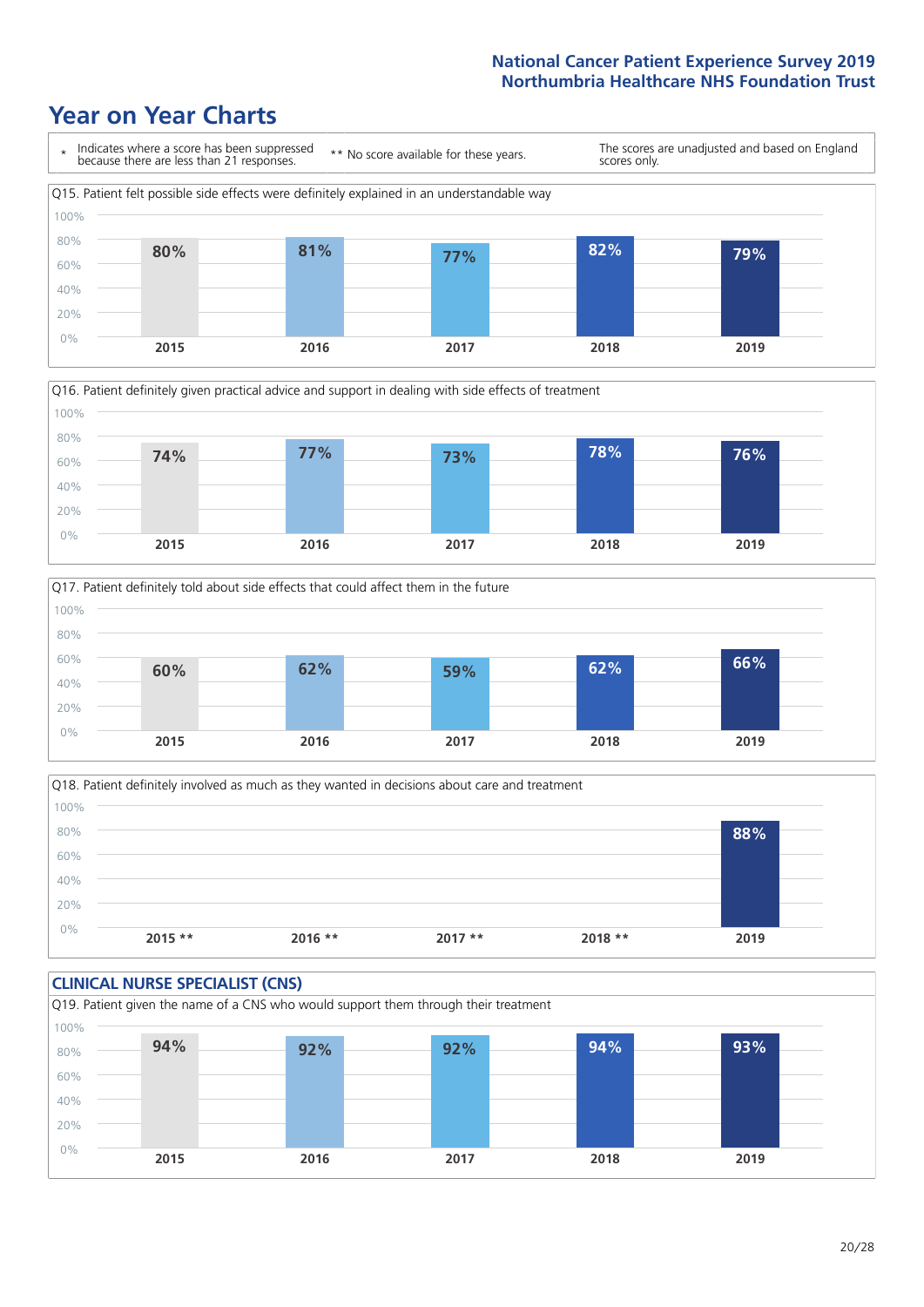# Year on Year Charts

\* Indicates where a score has been suppressed because there are less than 21 responses.

** No score available for these years.

The scores are unadjusted and based on England scores only.

### Q15. Patient felt possible side effects were definitely explained in an understandable way

| 2015 | 2016 | 2017 | 2018 | 2019 |
|---|---|---|---|---|
| 80% | 81% | 77% | 82% | 79% |

### Q16. Patient definitely given practical advice and support in dealing with side effects of treatment

| 2015 | 2016 | 2017 | 2018 | 2019 |
|---|---|---|---|---|
| 74% | 77% | 73% | 78% | 76% |

### Q17. Patient definitely told about side effects that could affect them in the future

| 2015 | 2016 | 2017 | 2018 | 2019 |
|---|---|---|---|---|
| 60% | 62% | 59% | 62% | 66% |

### Q18. Patient definitely involved as much as they wanted in decisions about care and treatment

| 2015 ** | 2016 ** | 2017 ** | 2018 ** | 2019 |
|---|---|---|---|---|
| | | | | 88% |

## CLINICAL NURSE SPECIALIST (CNS)

### Q19. Patient given the name of a CNS who would support them through their treatment

| 2015 | 2016 | 2017 | 2018 | 2019 |
|---|---|---|---|---|
| 94% | 92% | 92% | 94% | 93% |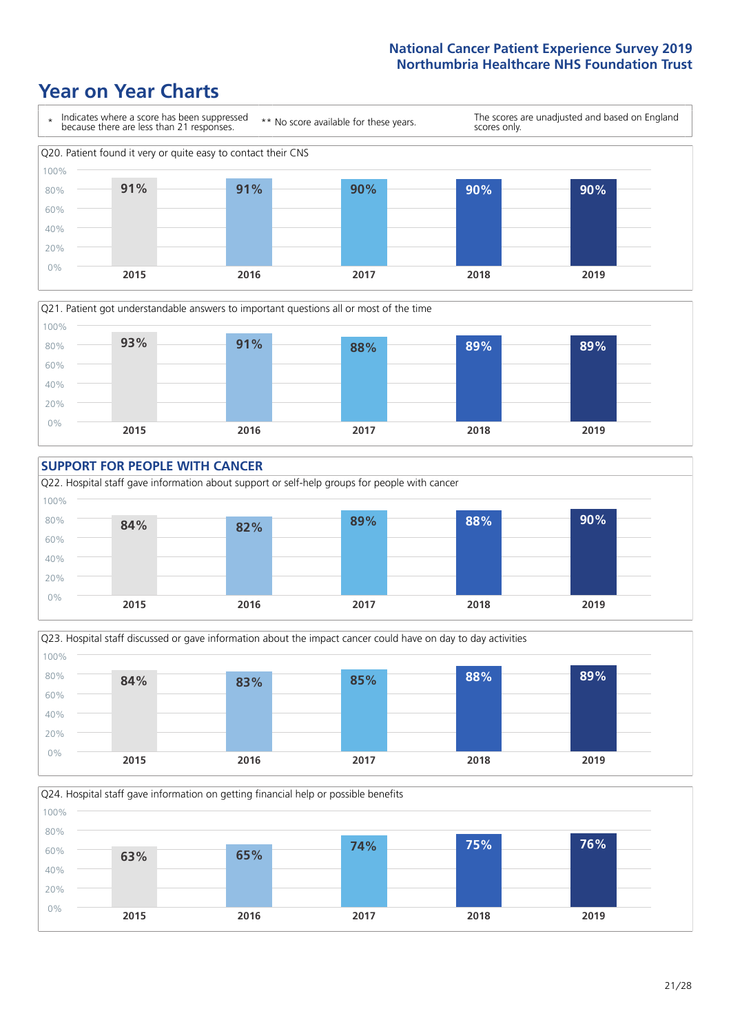# Year on Year Charts

\* Indicates where a score has been suppressed because there are less than 21 responses.

\*\* No score available for these years.

The scores are unadjusted and based on England scores only.

Q20. Patient found it very or quite easy to contact their CNS

| 2015 | 2016 | 2017 | 2018 | 2019 |
|---|---|---|---|---|
| 91% | 91% | 90% | 90% | 90% |

Q21. Patient got understandable answers to important questions all or most of the time

| 2015 | 2016 | 2017 | 2018 | 2019 |
|---|---|---|---|---|
| 93% | 91% | 88% | 89% | 89% |

## SUPPORT FOR PEOPLE WITH CANCER

Q22. Hospital staff gave information about support or self-help groups for people with cancer

| 2015 | 2016 | 2017 | 2018 | 2019 |
|---|---|---|---|---|
| 84% | 82% | 89% | 88% | 90% |

Q23. Hospital staff discussed or gave information about the impact cancer could have on day to day activities

| 2015 | 2016 | 2017 | 2018 | 2019 |
|---|---|---|---|---|
| 84% | 83% | 85% | 88% | 89% |

Q24. Hospital staff gave information on getting financial help or possible benefits

| 2015 | 2016 | 2017 | 2018 | 2019 |
|---|---|---|---|---|
| 63% | 65% | 74% | 75% | 76% |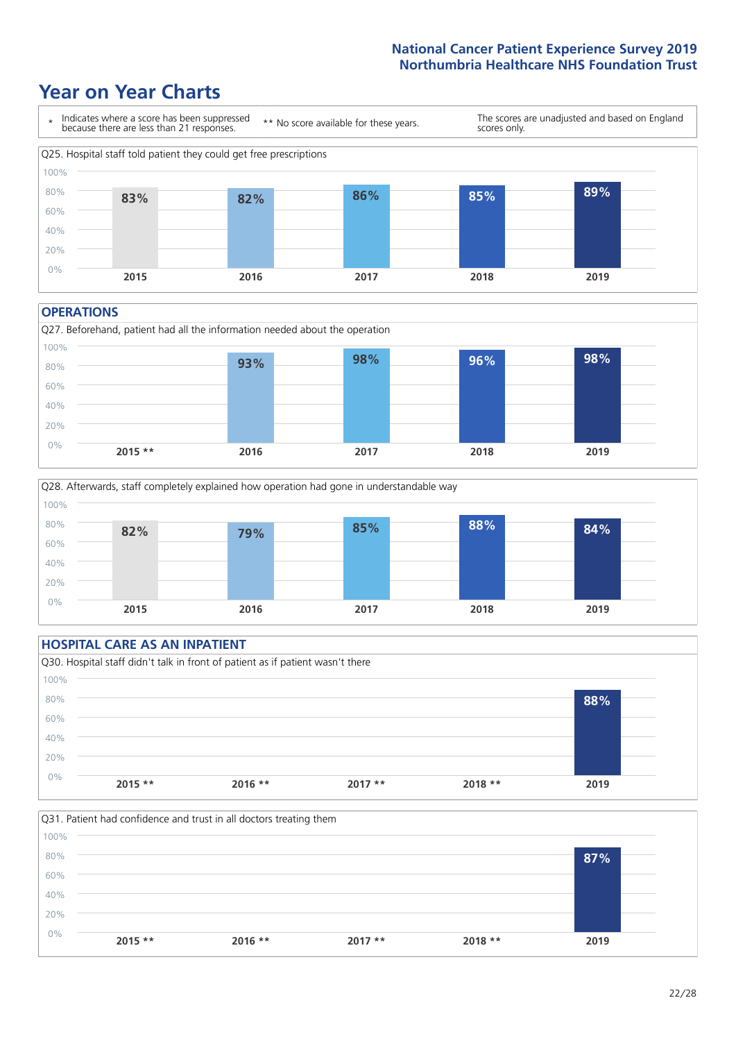# Year on Year Charts

\* Indicates where a score has been suppressed because there are less than 21 responses.

\*\* No score available for these years.

The scores are unadjusted and based on England scores only.

Q25. Hospital staff told patient they could get free prescriptions

| 2015 | 2016 | 2017 | 2018 | 2019 |
|---|---|---|---|---|
| 83% | 82% | 86% | 85% | 89% |

## OPERATIONS

Q27. Beforehand, patient had all the information needed about the operation

| 2015 ** | 2016 | 2017 | 2018 | 2019 |
|---|---|---|---|---|
| | 93% | 98% | 96% | 98% |

Q28. Afterwards, staff completely explained how operation had gone in understandable way

| 2015 | 2016 | 2017 | 2018 | 2019 |
|---|---|---|---|---|
| 82% | 79% | 85% | 88% | 84% |

## HOSPITAL CARE AS AN INPATIENT

Q30. Hospital staff didn't talk in front of patient as if patient wasn't there

| 2015 ** | 2016 ** | 2017 ** | 2018 ** | 2019 |
|---|---|---|---|---|
| | | | | 88% |

Q31. Patient had confidence and trust in all doctors treating them

| 2015 ** | 2016 ** | 2017 ** | 2018 ** | 2019 |
|---|---|---|---|---|
| | | | | 87% |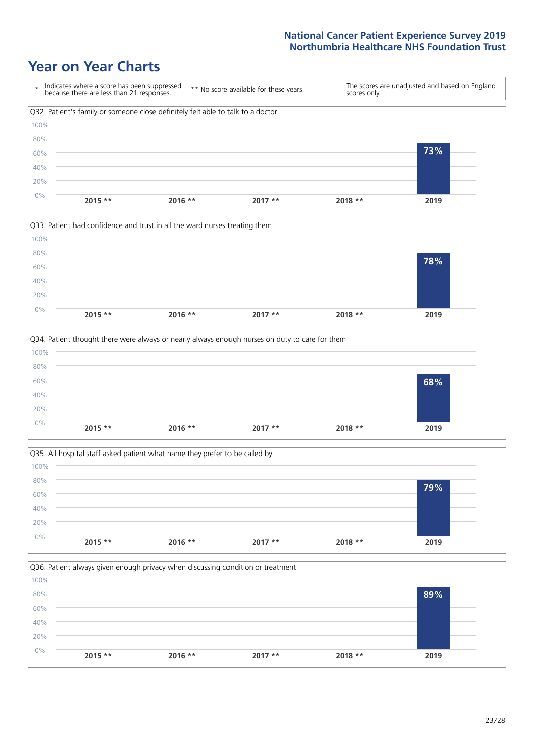# Year on Year Charts

| * Indicates where a score has been suppressed because there are less than 21 responses. | ** No score available for these years. | The scores are unadjusted and based on England scores only. |
|---|---|---|

### Q32. Patient's family or someone close definitely felt able to talk to a doctor

| 2015 ** | 2016 ** | 2017 ** | 2018 ** | 2019 |
|---|---|---|---|---|
| | | | | 73% |

### Q33. Patient had confidence and trust in all the ward nurses treating them

| 2015 ** | 2016 ** | 2017 ** | 2018 ** | 2019 |
|---|---|---|---|---|
| | | | | 78% |

### Q34. Patient thought there were always or nearly always enough nurses on duty to care for them

| 2015 ** | 2016 ** | 2017 ** | 2018 ** | 2019 |
|---|---|---|---|---|
| | | | | 68% |

### Q35. All hospital staff asked patient what name they prefer to be called by

| 2015 ** | 2016 ** | 2017 ** | 2018 ** | 2019 |
|---|---|---|---|---|
| | | | | 79% |

### Q36. Patient always given enough privacy when discussing condition or treatment

| 2015 ** | 2016 ** | 2017 ** | 2018 ** | 2019 |
|---|---|---|---|---|
| | | | | 89% |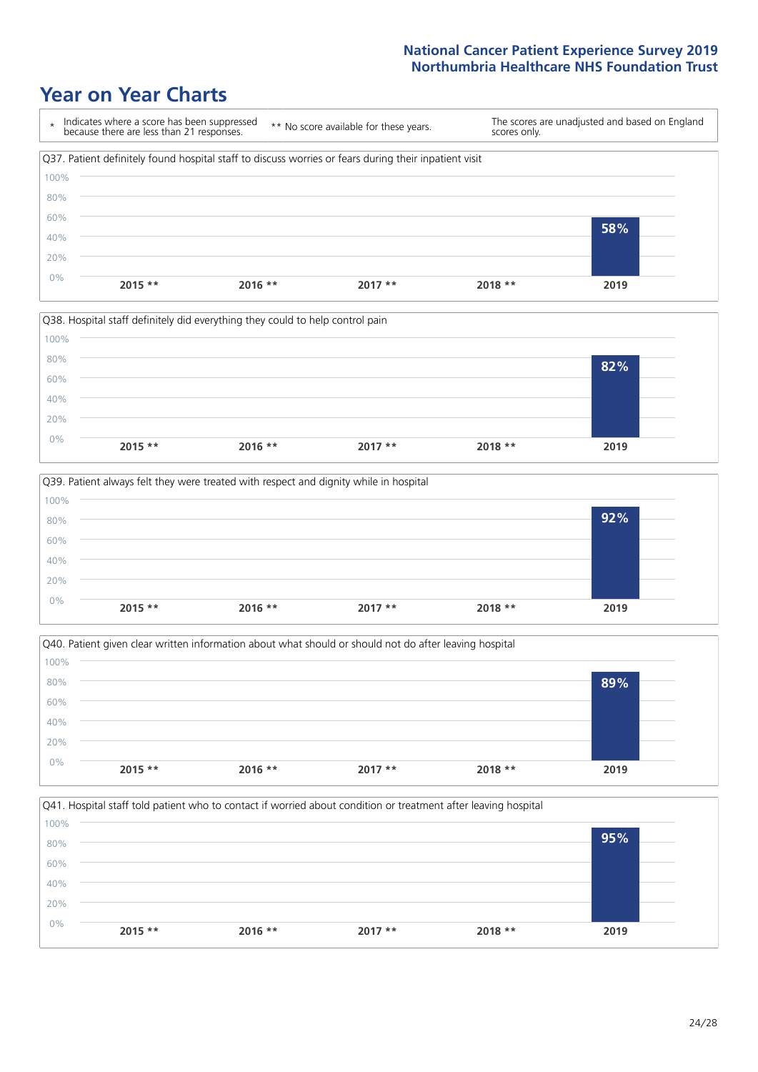# Year on Year Charts

\* Indicates where a score has been suppressed because there are less than 21 responses.

** No score available for these years.

The scores are unadjusted and based on England scores only.

Q37. Patient definitely found hospital staff to discuss worries or fears during their inpatient visit

| 2015 ** | 2016 ** | 2017 ** | 2018 ** | 2019 |
|---|---|---|---|---|
| | | | | 58% |

Q38. Hospital staff definitely did everything they could to help control pain

| 2015 ** | 2016 ** | 2017 ** | 2018 ** | 2019 |
|---|---|---|---|---|
| | | | | 82% |

Q39. Patient always felt they were treated with respect and dignity while in hospital

| 2015 ** | 2016 ** | 2017 ** | 2018 ** | 2019 |
|---|---|---|---|---|
| | | | | 92% |

Q40. Patient given clear written information about what should or should not do after leaving hospital

| 2015 ** | 2016 ** | 2017 ** | 2018 ** | 2019 |
|---|---|---|---|---|
| | | | | 89% |

Q41. Hospital staff told patient who to contact if worried about condition or treatment after leaving hospital

| 2015 ** | 2016 ** | 2017 ** | 2018 ** | 2019 |
|---|---|---|---|---|
| | | | | 95% |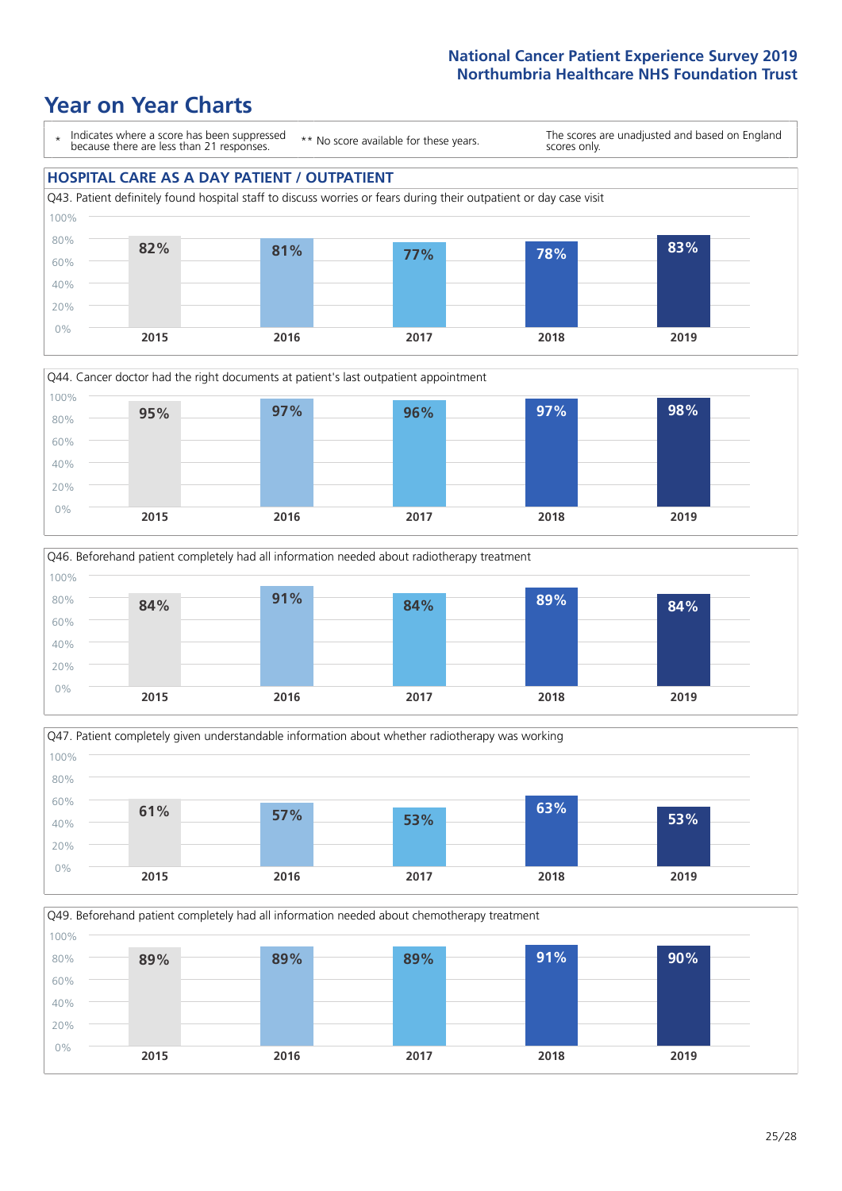# Year on Year Charts

\* Indicates where a score has been suppressed because there are less than 21 responses.

\*\* No score available for these years.

The scores are unadjusted and based on England scores only.

## HOSPITAL CARE AS A DAY PATIENT / OUTPATIENT

Q43. Patient definitely found hospital staff to discuss worries or fears during their outpatient or day case visit

| 2015 | 2016 | 2017 | 2018 | 2019 |
|---|---|---|---|---|
| 82% | 81% | 77% | 78% | 83% |

Q44. Cancer doctor had the right documents at patient's last outpatient appointment

| 2015 | 2016 | 2017 | 2018 | 2019 |
|---|---|---|---|---|
| 95% | 97% | 96% | 97% | 98% |

Q46. Beforehand patient completely had all information needed about radiotherapy treatment

| 2015 | 2016 | 2017 | 2018 | 2019 |
|---|---|---|---|---|
| 84% | 91% | 84% | 89% | 84% |

Q47. Patient completely given understandable information about whether radiotherapy was working

| 2015 | 2016 | 2017 | 2018 | 2019 |
|---|---|---|---|---|
| 61% | 57% | 53% | 63% | 53% |

Q49. Beforehand patient completely had all information needed about chemotherapy treatment

| 2015 | 2016 | 2017 | 2018 | 2019 |
|---|---|---|---|---|
| 89% | 89% | 89% | 91% | 90% |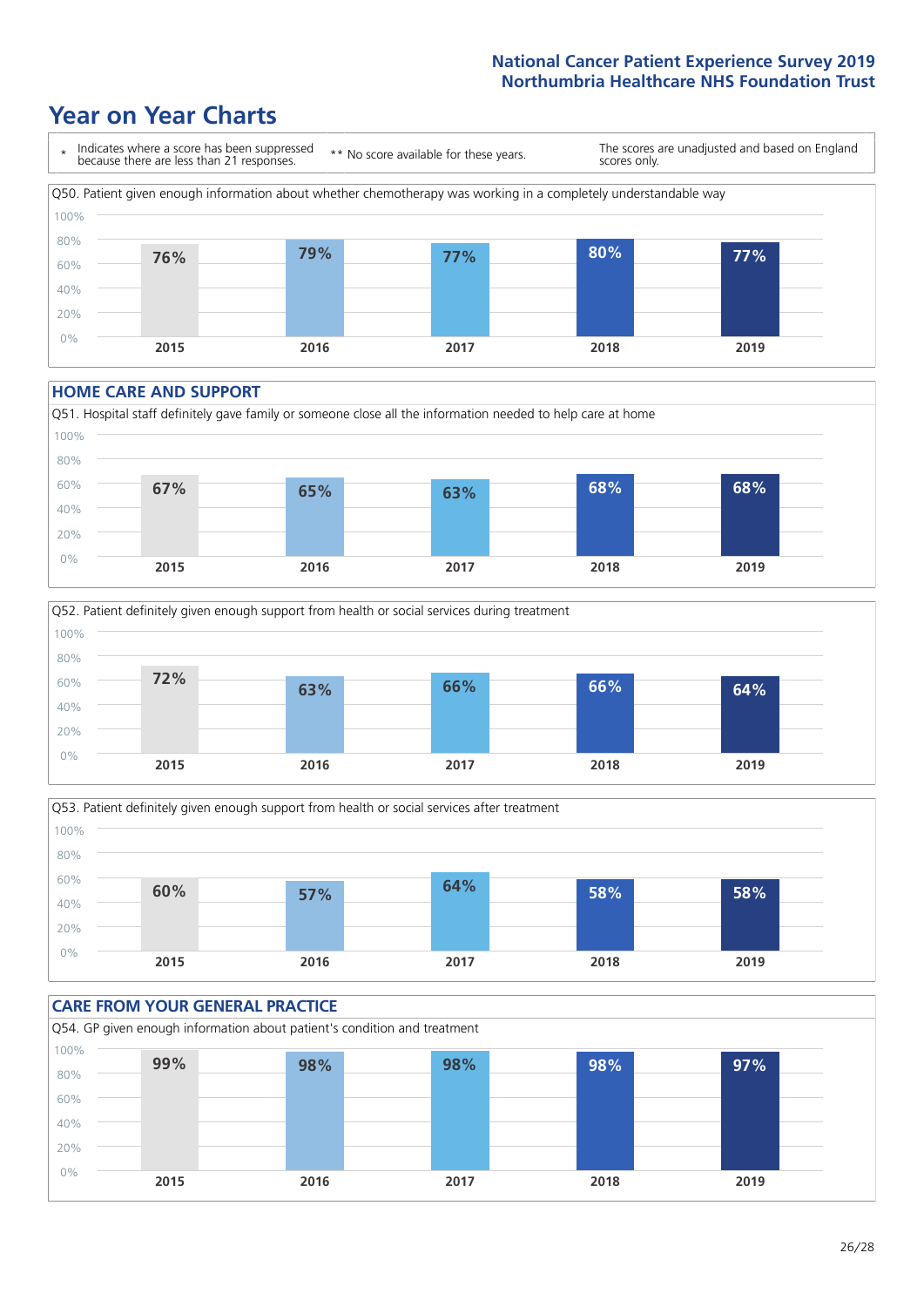# Year on Year Charts

\* Indicates where a score has been suppressed because there are less than 21 responses.

\*\* No score available for these years.

The scores are unadjusted and based on England scores only.

Q50. Patient given enough information about whether chemotherapy was working in a completely understandable way

| 2015 | 2016 | 2017 | 2018 | 2019 |
|---|---|---|---|---|
| 76% | 79% | 77% | 80% | 77% |

## HOME CARE AND SUPPORT

Q51. Hospital staff definitely gave family or someone close all the information needed to help care at home

| 2015 | 2016 | 2017 | 2018 | 2019 |
|---|---|---|---|---|
| 67% | 65% | 63% | 68% | 68% |

Q52. Patient definitely given enough support from health or social services during treatment

| 2015 | 2016 | 2017 | 2018 | 2019 |
|---|---|---|---|---|
| 72% | 63% | 66% | 66% | 64% |

Q53. Patient definitely given enough support from health or social services after treatment

| 2015 | 2016 | 2017 | 2018 | 2019 |
|---|---|---|---|---|
| 60% | 57% | 64% | 58% | 58% |

## CARE FROM YOUR GENERAL PRACTICE

Q54. GP given enough information about patient's condition and treatment

| 2015 | 2016 | 2017 | 2018 | 2019 |
|---|---|---|---|---|
| 99% | 98% | 98% | 98% | 97% |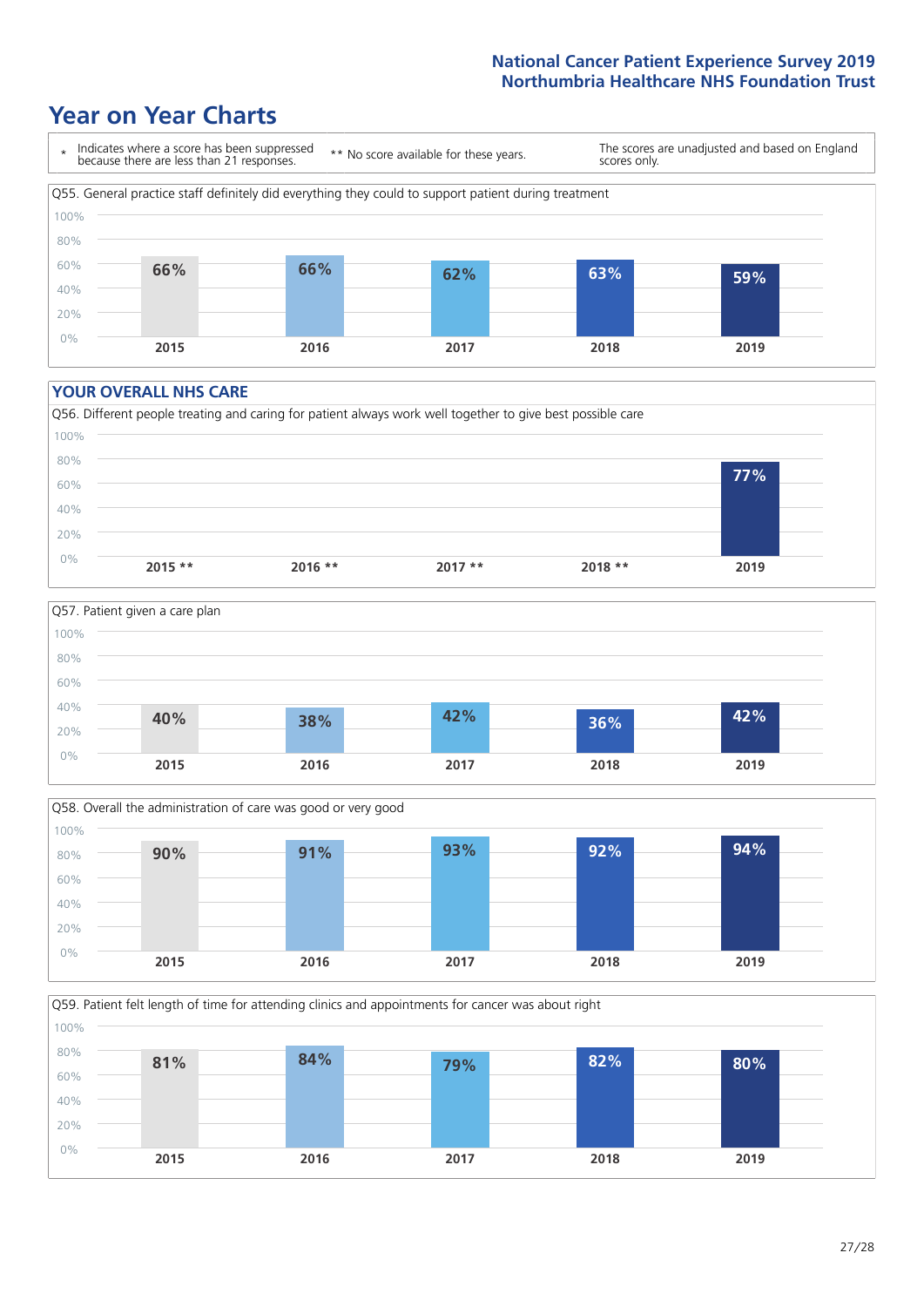## Year on Year Charts

\* Indicates where a score has been suppressed because there are less than 21 responses.

\*\* No score available for these years.

The scores are unadjusted and based on England scores only.

Q55. General practice staff definitely did everything they could to support patient during treatment

| 2015 | 2016 | 2017 | 2018 | 2019 |
|---|---|---|---|---|
| 66% | 66% | 62% | 63% | 59% |

### YOUR OVERALL NHS CARE

Q56. Different people treating and caring for patient always work well together to give best possible care

| 2015 ** | 2016 ** | 2017 ** | 2018 ** | 2019 |
|---|---|---|---|---|
| | | | | 77% |

Q57. Patient given a care plan

| 2015 | 2016 | 2017 | 2018 | 2019 |
|---|---|---|---|---|
| 40% | 38% | 42% | 36% | 42% |

Q58. Overall the administration of care was good or very good

| 2015 | 2016 | 2017 | 2018 | 2019 |
|---|---|---|---|---|
| 90% | 91% | 93% | 92% | 94% |

Q59. Patient felt length of time for attending clinics and appointments for cancer was about right

| 2015 | 2016 | 2017 | 2018 | 2019 |
|---|---|---|---|---|
| 81% | 84% | 79% | 82% | 80% |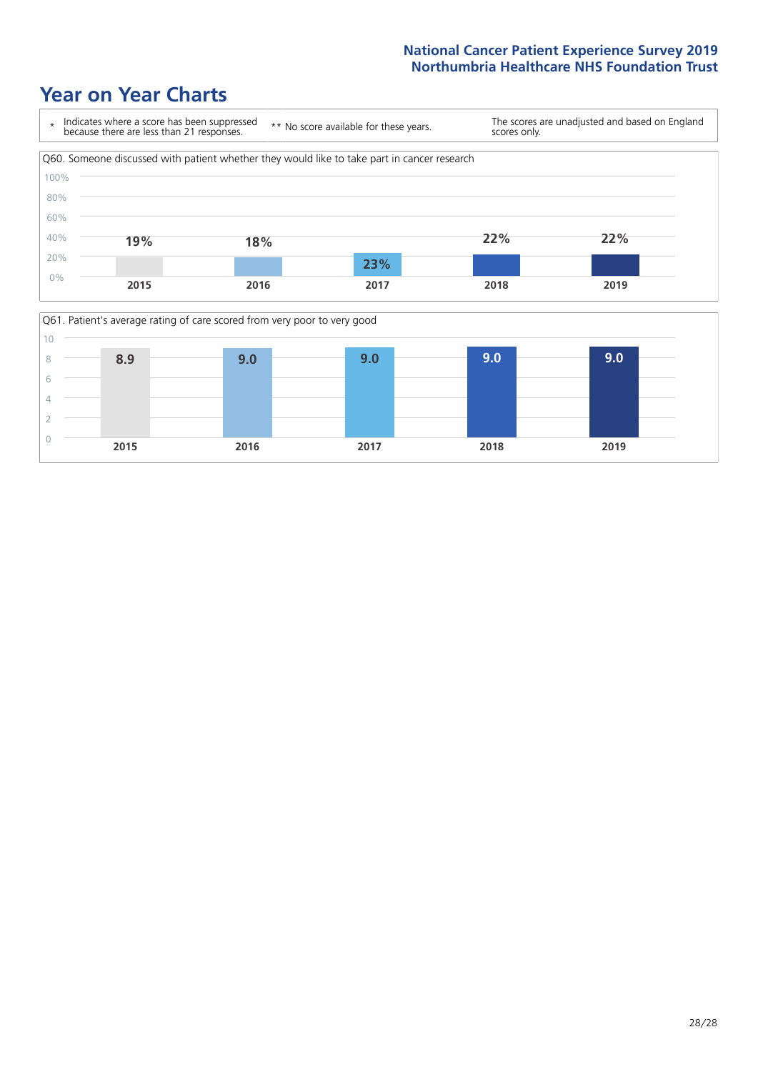## Year on Year Charts

\* Indicates where a score has been suppressed because there are less than 21 responses.

\*\* No score available for these years.

The scores are unadjusted and based on England scores only.

Q60. Someone discussed with patient whether they would like to take part in cancer research

100%
80%
60%
40%
20%
0%

19% 2015
18% 2016
23% 2017
22% 2018
22% 2019

Q61. Patient's average rating of care scored from very poor to very good

10
8
6
4
2
0

8.9 2015
9.0 2016
9.0 2017
9.0 2018
9.0 2019